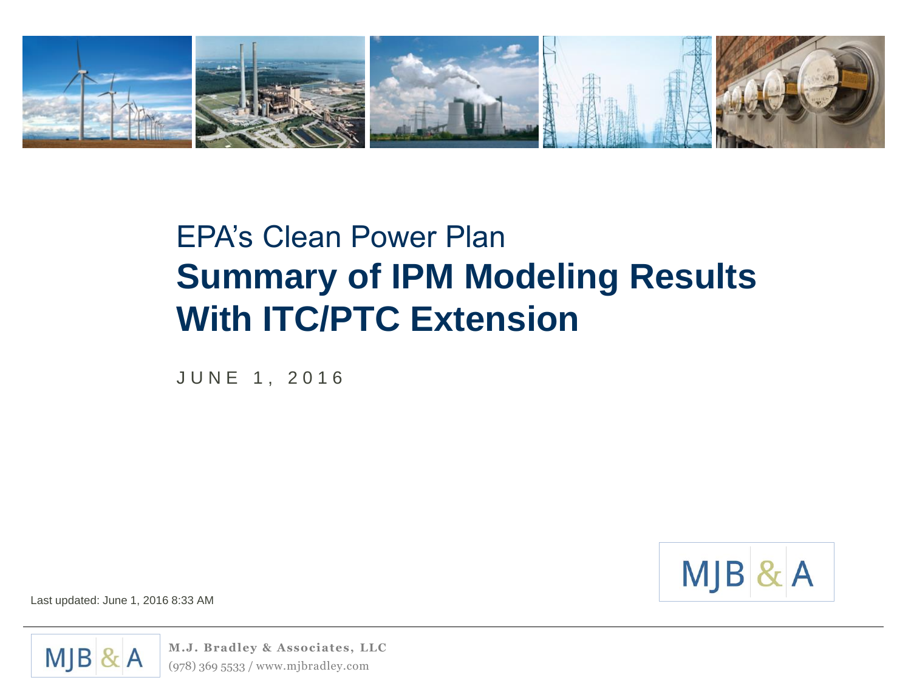EPA's Clean Power Plan

# Summary of IPM Modeling Results With ITC/PTC Extension

JUNE 1, 2016

Last updated: June 1, 2016 8:33 AM

MJB & A

M.J. Bradley & Associates, LLC
(978) 369 5533 / www.mjbradley.com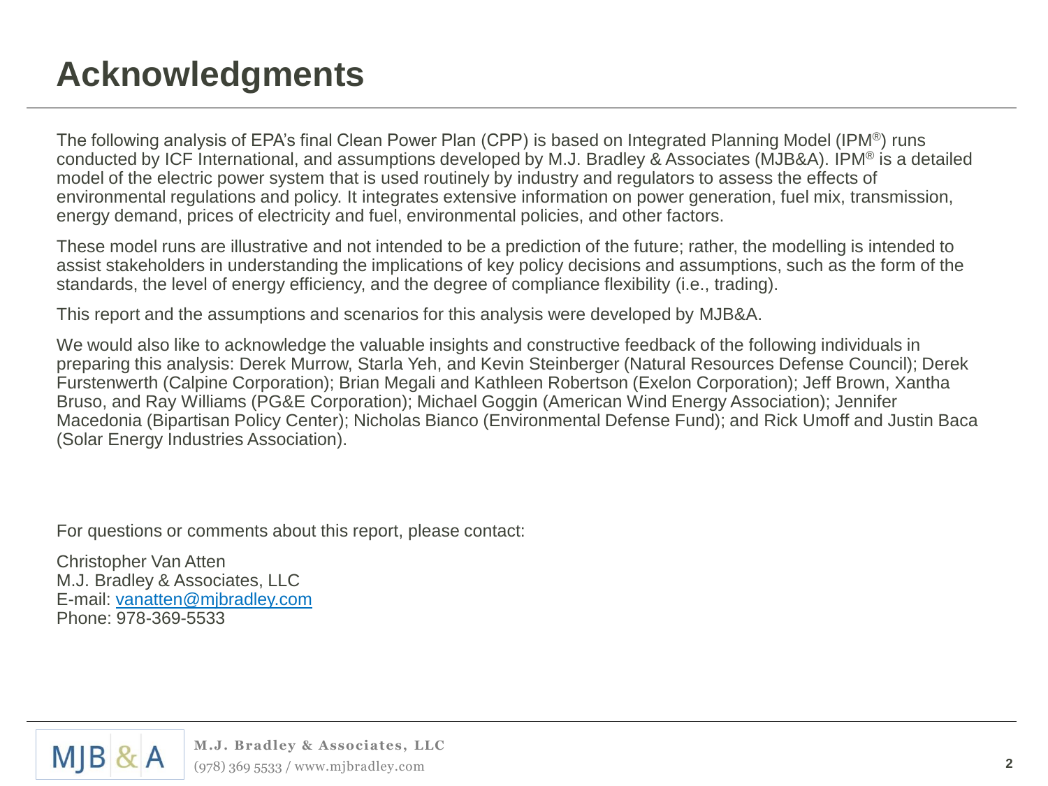# Acknowledgments

The following analysis of EPA's final Clean Power Plan (CPP) is based on Integrated Planning Model (IPM®) runs conducted by ICF International, and assumptions developed by M.J. Bradley & Associates (MJB&A). IPM® is a detailed model of the electric power system that is used routinely by industry and regulators to assess the effects of environmental regulations and policy. It integrates extensive information on power generation, fuel mix, transmission, energy demand, prices of electricity and fuel, environmental policies, and other factors.

These model runs are illustrative and not intended to be a prediction of the future; rather, the modelling is intended to assist stakeholders in understanding the implications of key policy decisions and assumptions, such as the form of the standards, the level of energy efficiency, and the degree of compliance flexibility (i.e., trading).

This report and the assumptions and scenarios for this analysis were developed by MJB&A.

We would also like to acknowledge the valuable insights and constructive feedback of the following individuals in preparing this analysis: Derek Murrow, Starla Yeh, and Kevin Steinberger (Natural Resources Defense Council); Derek Furstenwerth (Calpine Corporation); Brian Megali and Kathleen Robertson (Exelon Corporation); Jeff Brown, Xantha Bruso, and Ray Williams (PG&E Corporation); Michael Goggin (American Wind Energy Association); Jennifer Macedonia (Bipartisan Policy Center); Nicholas Bianco (Environmental Defense Fund); and Rick Umoff and Justin Baca (Solar Energy Industries Association).

For questions or comments about this report, please contact:

Christopher Van Atten
M.J. Bradley & Associates, LLC
E-mail: vanatten@mjbradley.com
Phone: 978-369-5533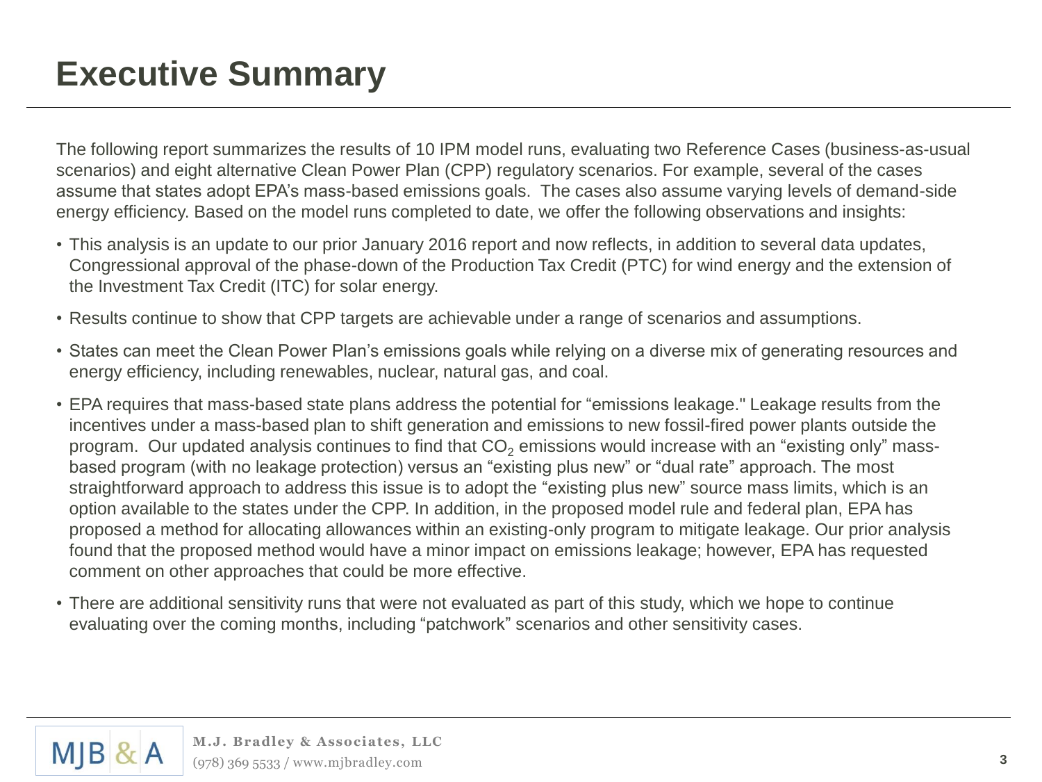# Executive Summary

The following report summarizes the results of 10 IPM model runs, evaluating two Reference Cases (business-as-usual scenarios) and eight alternative Clean Power Plan (CPP) regulatory scenarios. For example, several of the cases assume that states adopt EPA's mass-based emissions goals. The cases also assume varying levels of demand-side energy efficiency. Based on the model runs completed to date, we offer the following observations and insights:

- This analysis is an update to our prior January 2016 report and now reflects, in addition to several data updates, Congressional approval of the phase-down of the Production Tax Credit (PTC) for wind energy and the extension of the Investment Tax Credit (ITC) for solar energy.
- Results continue to show that CPP targets are achievable under a range of scenarios and assumptions.
- States can meet the Clean Power Plan's emissions goals while relying on a diverse mix of generating resources and energy efficiency, including renewables, nuclear, natural gas, and coal.
- EPA requires that mass-based state plans address the potential for "emissions leakage." Leakage results from the incentives under a mass-based plan to shift generation and emissions to new fossil-fired power plants outside the program. Our updated analysis continues to find that $CO_2$ emissions would increase with an "existing only" mass-based program (with no leakage protection) versus an "existing plus new" or "dual rate" approach. The most straightforward approach to address this issue is to adopt the "existing plus new" source mass limits, which is an option available to the states under the CPP. In addition, in the proposed model rule and federal plan, EPA has proposed a method for allocating allowances within an existing-only program to mitigate leakage. Our prior analysis found that the proposed method would have a minor impact on emissions leakage; however, EPA has requested comment on other approaches that could be more effective.
- There are additional sensitivity runs that were not evaluated as part of this study, which we hope to continue evaluating over the coming months, including "patchwork" scenarios and other sensitivity cases.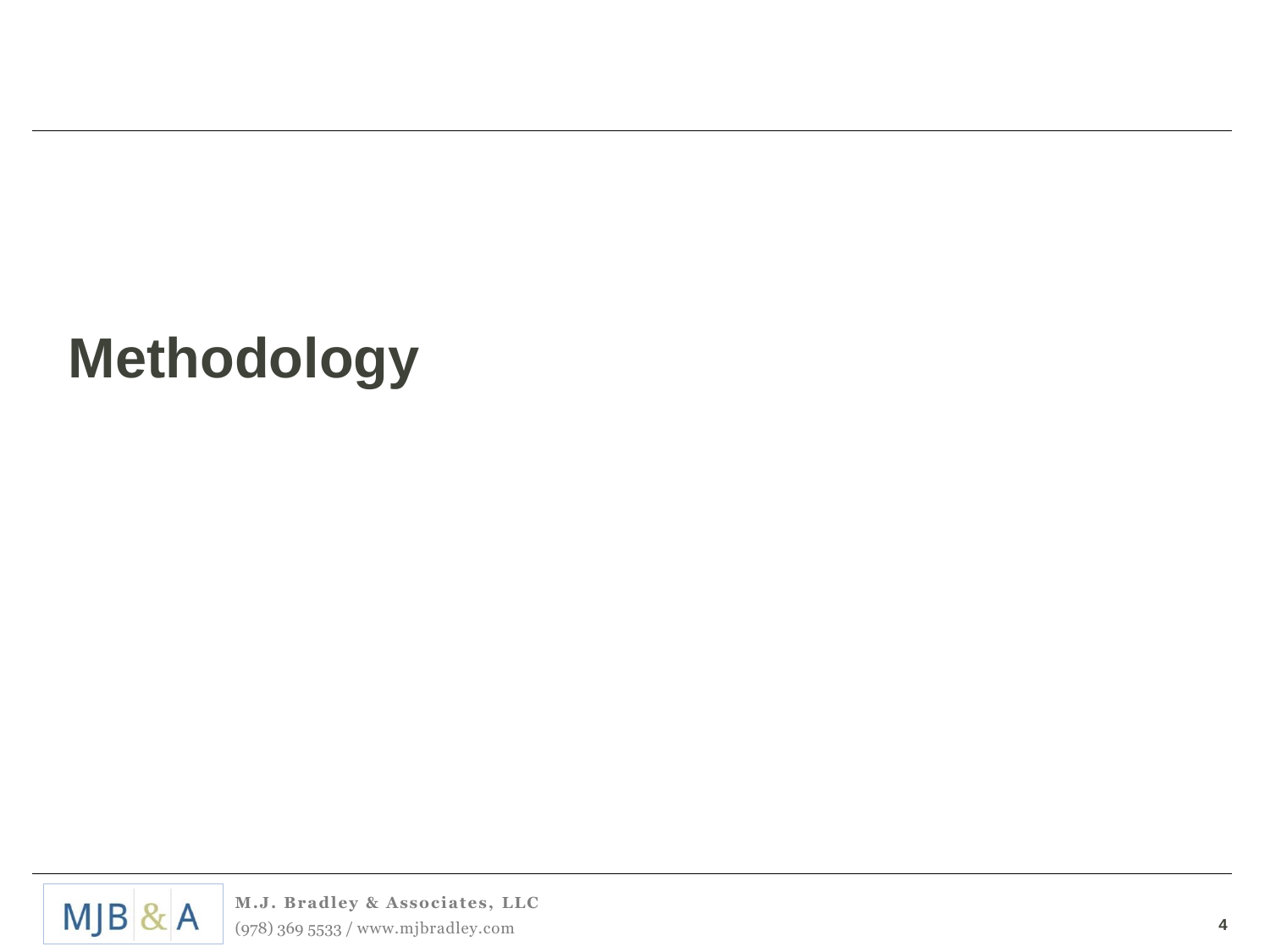# Methodology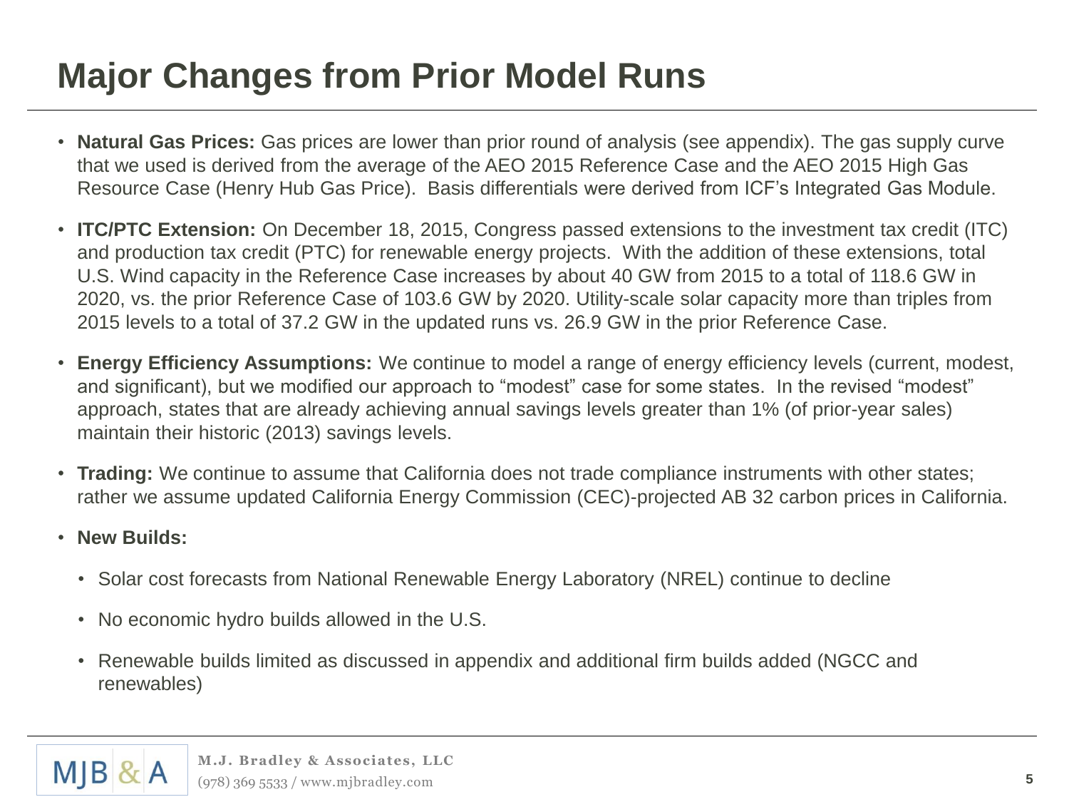# Major Changes from Prior Model Runs

- **Natural Gas Prices:** Gas prices are lower than prior round of analysis (see appendix). The gas supply curve that we used is derived from the average of the AEO 2015 Reference Case and the AEO 2015 High Gas Resource Case (Henry Hub Gas Price). Basis differentials were derived from ICF's Integrated Gas Module.
- **ITC/PTC Extension:** On December 18, 2015, Congress passed extensions to the investment tax credit (ITC) and production tax credit (PTC) for renewable energy projects. With the addition of these extensions, total U.S. Wind capacity in the Reference Case increases by about 40 GW from 2015 to a total of 118.6 GW in 2020, vs. the prior Reference Case of 103.6 GW by 2020. Utility-scale solar capacity more than triples from 2015 levels to a total of 37.2 GW in the updated runs vs. 26.9 GW in the prior Reference Case.
- **Energy Efficiency Assumptions:** We continue to model a range of energy efficiency levels (current, modest, and significant), but we modified our approach to "modest" case for some states. In the revised "modest" approach, states that are already achieving annual savings levels greater than 1% (of prior-year sales) maintain their historic (2013) savings levels.
- **Trading:** We continue to assume that California does not trade compliance instruments with other states; rather we assume updated California Energy Commission (CEC)-projected AB 32 carbon prices in California.
- **New Builds:**
  - Solar cost forecasts from National Renewable Energy Laboratory (NREL) continue to decline
  - No economic hydro builds allowed in the U.S.
  - Renewable builds limited as discussed in appendix and additional firm builds added (NGCC and renewables)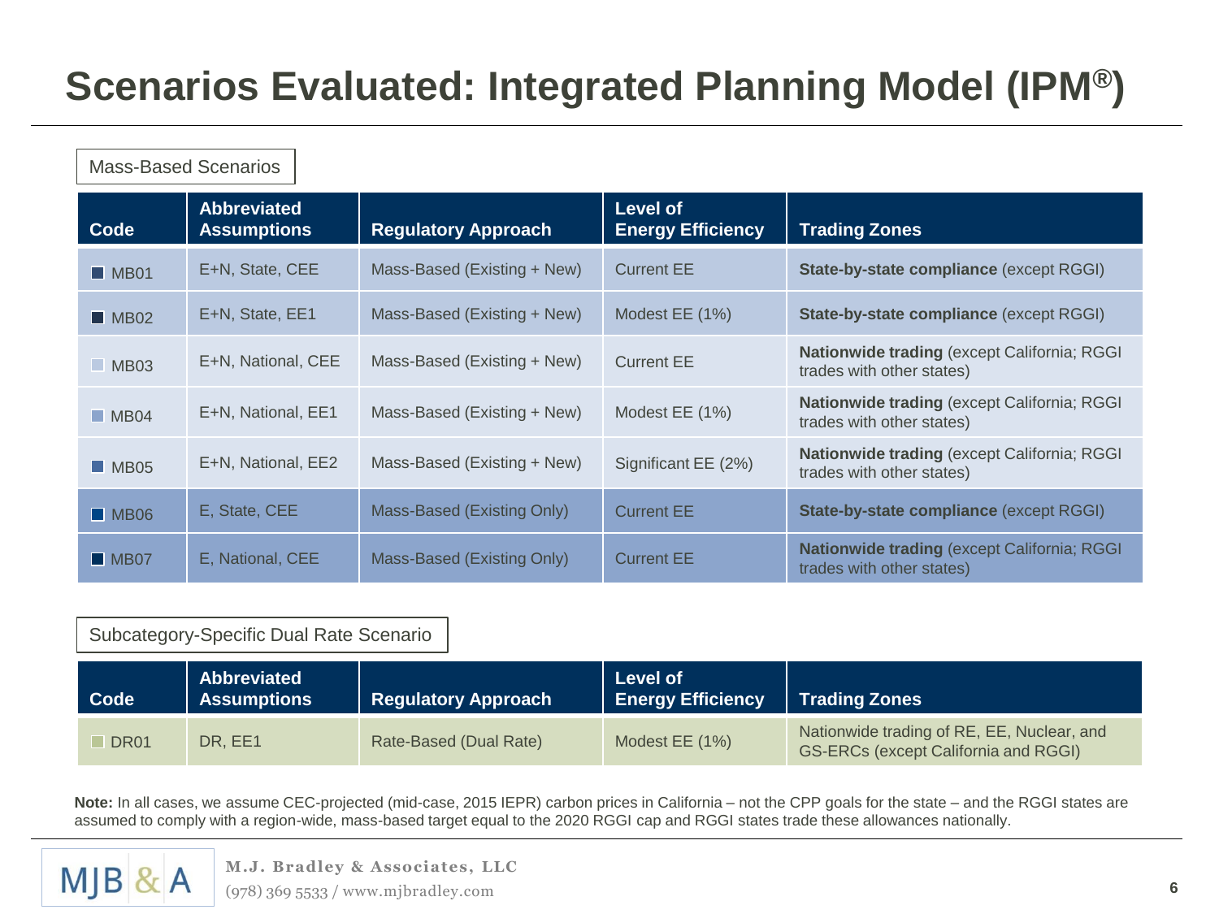# Scenarios Evaluated: Integrated Planning Model (IPM®)

Mass-Based Scenarios

| Code | Abbreviated Assumptions | Regulatory Approach | Level of Energy Efficiency | Trading Zones |
|---|---|---|---|---|
| MB01 | E+N, State, CEE | Mass-Based (Existing + New) | Current EE | **State-by-state compliance** (except RGGI) |
| MB02 | E+N, State, EE1 | Mass-Based (Existing + New) | Modest EE (1%) | **State-by-state compliance** (except RGGI) |
| MB03 | E+N, National, CEE | Mass-Based (Existing + New) | Current EE | **Nationwide trading** (except California; RGGI trades with other states) |
| MB04 | E+N, National, EE1 | Mass-Based (Existing + New) | Modest EE (1%) | **Nationwide trading** (except California; RGGI trades with other states) |
| MB05 | E+N, National, EE2 | Mass-Based (Existing + New) | Significant EE (2%) | **Nationwide trading** (except California; RGGI trades with other states) |
| MB06 | E, State, CEE | Mass-Based (Existing Only) | Current EE | **State-by-state compliance** (except RGGI) |
| MB07 | E, National, CEE | Mass-Based (Existing Only) | Current EE | **Nationwide trading** (except California; RGGI trades with other states) |

Subcategory-Specific Dual Rate Scenario

| Code | Abbreviated Assumptions | Regulatory Approach | Level of Energy Efficiency | Trading Zones |
|---|---|---|---|---|
| DR01 | DR, EE1 | Rate-Based (Dual Rate) | Modest EE (1%) | Nationwide trading of RE, EE, Nuclear, and GS-ERCs (except California and RGGI) |

**Note:** In all cases, we assume CEC-projected (mid-case, 2015 IEPR) carbon prices in California – not the CPP goals for the state – and the RGGI states are assumed to comply with a region-wide, mass-based target equal to the 2020 RGGI cap and RGGI states trade these allowances nationally.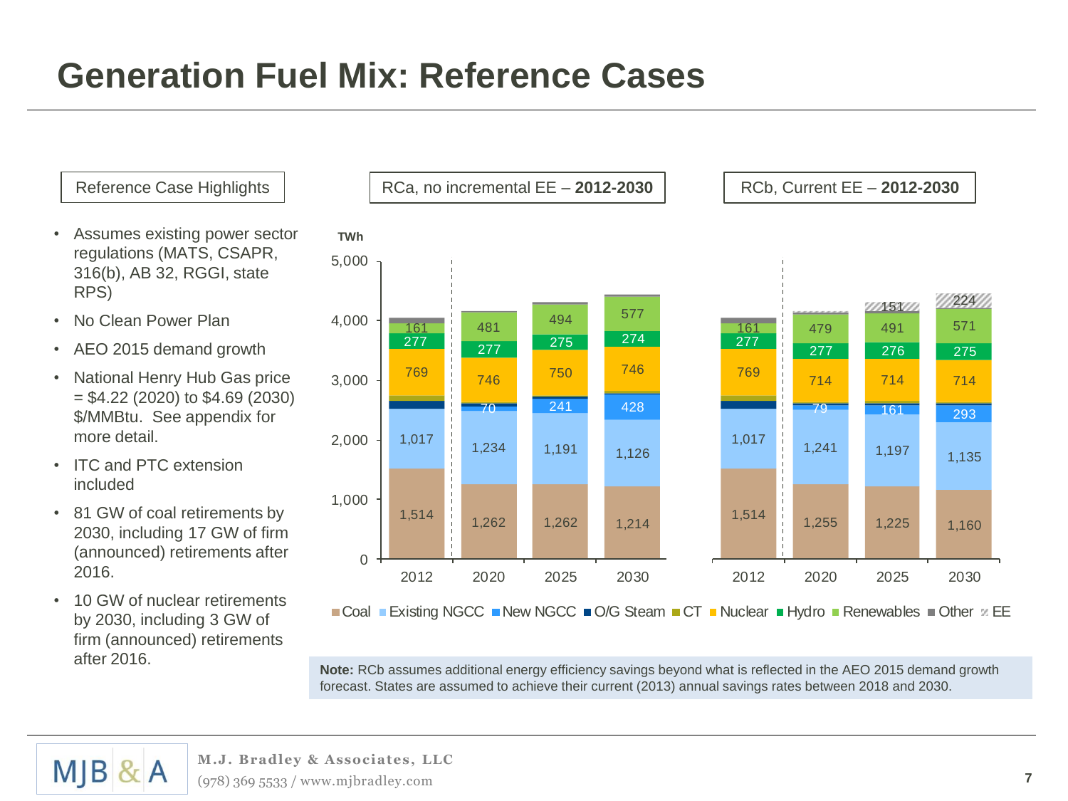# Generation Fuel Mix: Reference Cases

## Reference Case Highlights

- Assumes existing power sector regulations (MATS, CSAPR, 316(b), AB 32, RGGI, state RPS)
- No Clean Power Plan
- AEO 2015 demand growth
- National Henry Hub Gas price = $4.22 (2020) to $4.69 (2030) $/MMBtu. See appendix for more detail.
- ITC and PTC extension included
- 81 GW of coal retirements by 2030, including 17 GW of firm (announced) retirements after 2016.
- 10 GW of nuclear retirements by 2030, including 3 GW of firm (announced) retirements after 2016.

## RCa, no incremental EE – **2012-2030**

TWh

| | 2012 | 2020 | 2025 | 2030 |
|---|---|---|---|---|
| Coal | 1,514 | 1,262 | 1,262 | 1,214 |
| Existing NGCC | 1,017 | 1,234 | 1,191 | 1,126 |
| New NGCC | | 70 | 241 | 428 |
| Nuclear | 769 | 746 | 750 | 746 |
| Hydro | 277 | 277 | 275 | 274 |
| Renewables | 161 | 481 | 494 | 577 |

## RCb, Current EE – **2012-2030**

| | 2012 | 2020 | 2025 | 2030 |
|---|---|---|---|---|
| Coal | 1,514 | 1,255 | 1,225 | 1,160 |
| Existing NGCC | 1,017 | 1,241 | 1,197 | 1,135 |
| New NGCC | | 79 | 161 | 293 |
| Nuclear | 769 | 714 | 714 | 714 |
| Hydro | 277 | 277 | 276 | 275 |
| Renewables | 161 | 479 | 491 | 571 |
| EE | | | 151 | 224 |

Legend: Coal, Existing NGCC, New NGCC, O/G Steam, CT, Nuclear, Hydro, Renewables, Other, EE

**Note:** RCb assumes additional energy efficiency savings beyond what is reflected in the AEO 2015 demand growth forecast. States are assumed to achieve their current (2013) annual savings rates between 2018 and 2030.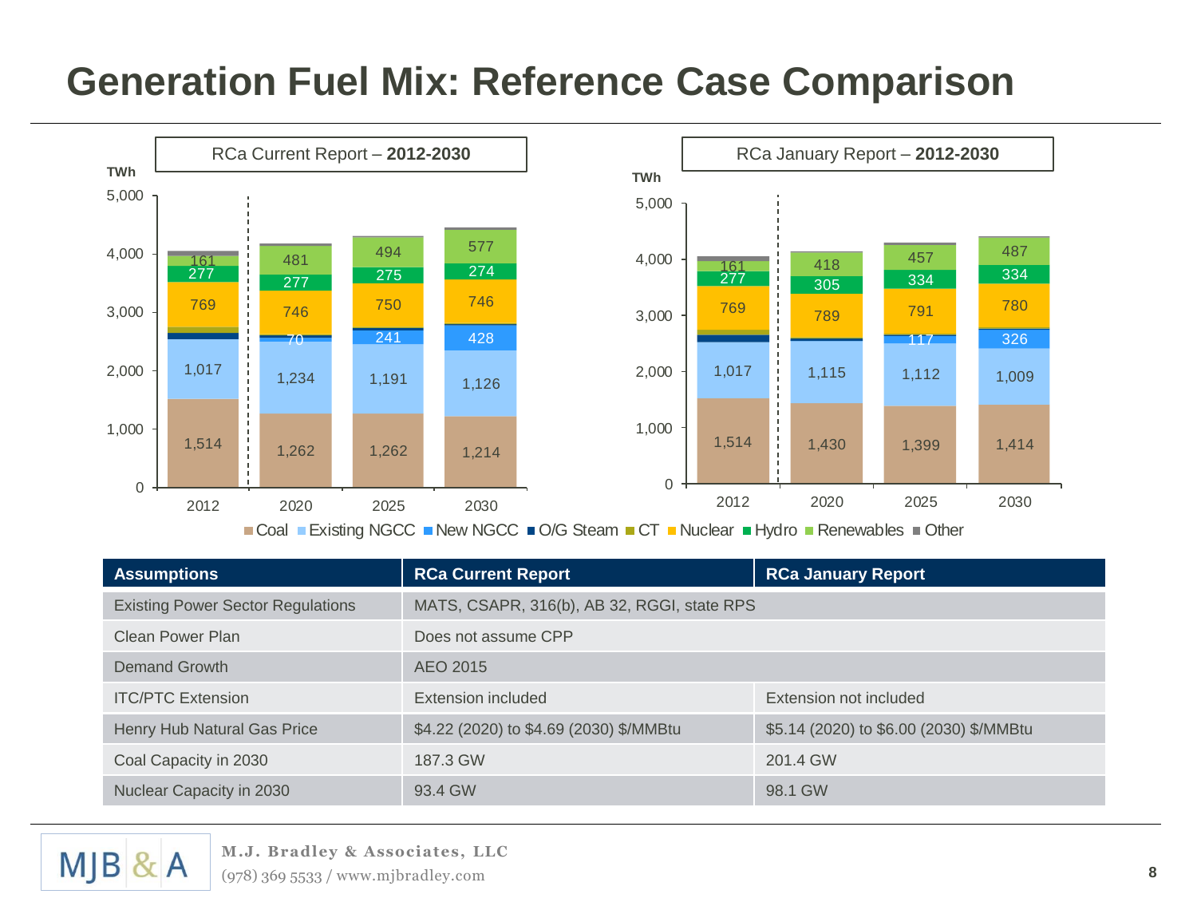# Generation Fuel Mix: Reference Case Comparison

RCa Current Report – **2012-2030**

TWh

| | 2012 | 2020 | 2025 | 2030 |
|---|---|---|---|---|
| Coal | 1,514 | 1,262 | 1,262 | 1,214 |
| Existing NGCC | 1,017 | 1,234 | 1,191 | 1,126 |
| New NGCC | | 70 | 241 | 428 |
| Nuclear | 769 | 746 | 750 | 746 |
| Hydro | 277 | 277 | 275 | 274 |
| Renewables | 161 | 481 | 494 | 577 |

RCa January Report – **2012-2030**

TWh

| | 2012 | 2020 | 2025 | 2030 |
|---|---|---|---|---|
| Coal | 1,514 | 1,430 | 1,399 | 1,414 |
| Existing NGCC | 1,017 | 1,115 | 1,112 | 1,009 |
| New NGCC | | | 117 | 326 |
| Nuclear | 769 | 789 | 791 | 780 |
| Hydro | 277 | 305 | 334 | 334 |
| Renewables | 161 | 418 | 457 | 487 |

Coal, Existing NGCC, New NGCC, O/G Steam, CT, Nuclear, Hydro, Renewables, Other

| Assumptions | RCa Current Report | RCa January Report |
|---|---|---|
| Existing Power Sector Regulations | MATS, CSAPR, 316(b), AB 32, RGGI, state RPS | |
| Clean Power Plan | Does not assume CPP | |
| Demand Growth | AEO 2015 | |
| ITC/PTC Extension | Extension included | Extension not included |
| Henry Hub Natural Gas Price | $4.22 (2020) to $4.69 (2030) $/MMBtu | $5.14 (2020) to $6.00 (2030) $/MMBtu |
| Coal Capacity in 2030 | 187.3 GW | 201.4 GW |
| Nuclear Capacity in 2030 | 93.4 GW | 98.1 GW |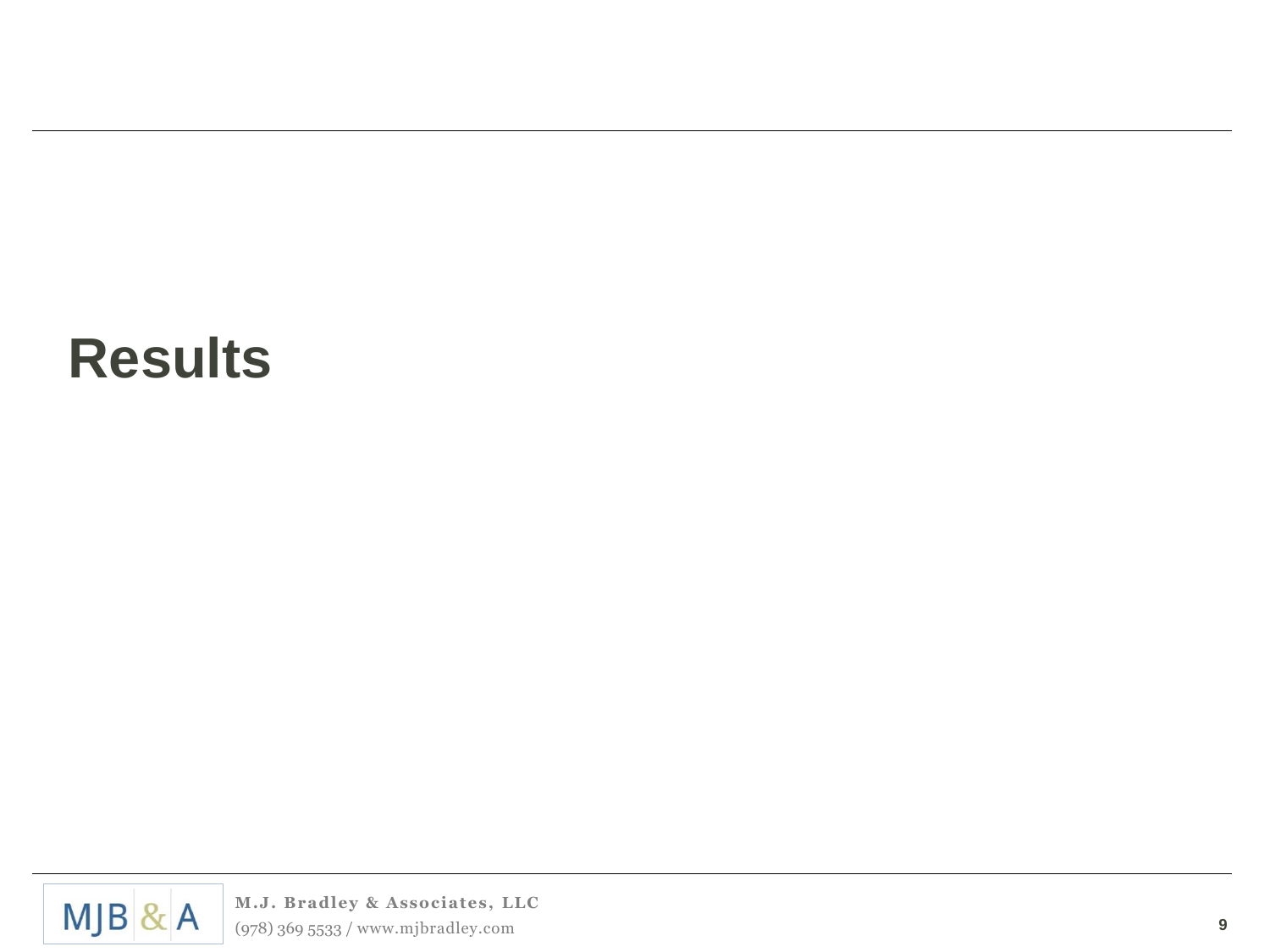# Results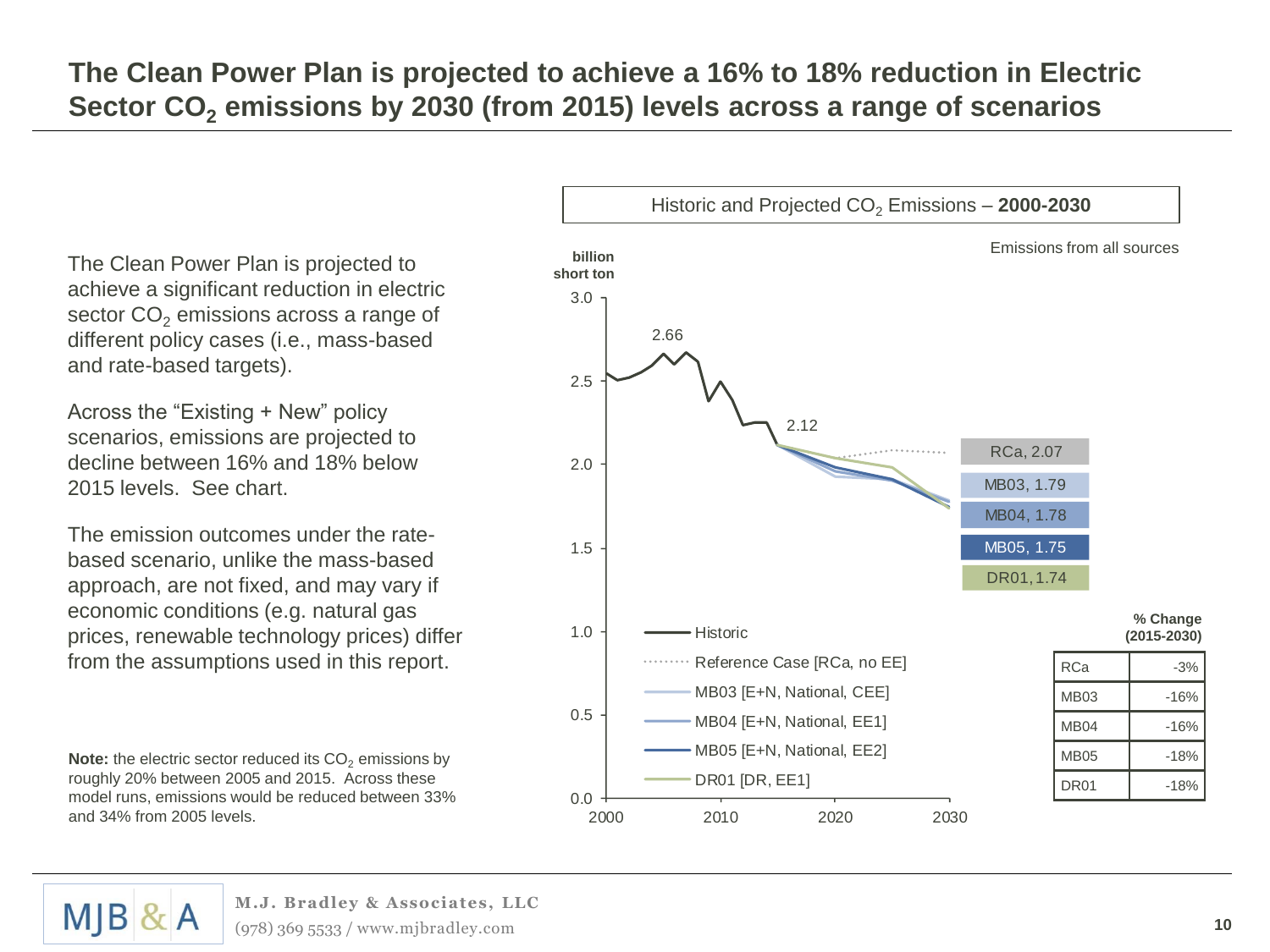# The Clean Power Plan is projected to achieve a 16% to 18% reduction in Electric Sector $CO_2$ emissions by 2030 (from 2015) levels across a range of scenarios

The Clean Power Plan is projected to achieve a significant reduction in electric sector $CO_2$ emissions across a range of different policy cases (i.e., mass-based and rate-based targets).

Across the "Existing + New" policy scenarios, emissions are projected to decline between 16% and 18% below 2015 levels. See chart.

The emission outcomes under the rate-based scenario, unlike the mass-based approach, are not fixed, and may vary if economic conditions (e.g. natural gas prices, renewable technology prices) differ from the assumptions used in this report.

**Note:** the electric sector reduced its $CO_2$ emissions by roughly 20% between 2005 and 2015. Across these model runs, emissions would be reduced between 33% and 34% from 2005 levels.

Historic and Projected $CO_2$ Emissions – **2000-2030**

Emissions from all sources

billion short ton

- Historic (peak 2.66; 2015: 2.12)
- Reference Case [RCa, no EE] — RCa, 2.07
- MB03 [E+N, National, CEE] — MB03, 1.79
- MB04 [E+N, National, EE1] — MB04, 1.78
- MB05 [E+N, National, EE2] — MB05, 1.75
- DR01 [DR, EE1] — DR01, 1.74

**% Change (2015-2030)**

| Scenario | % Change |
|---|---|
| RCa | -3% |
| MB03 | -16% |
| MB04 | -16% |
| MB05 | -18% |
| DR01 | -18% |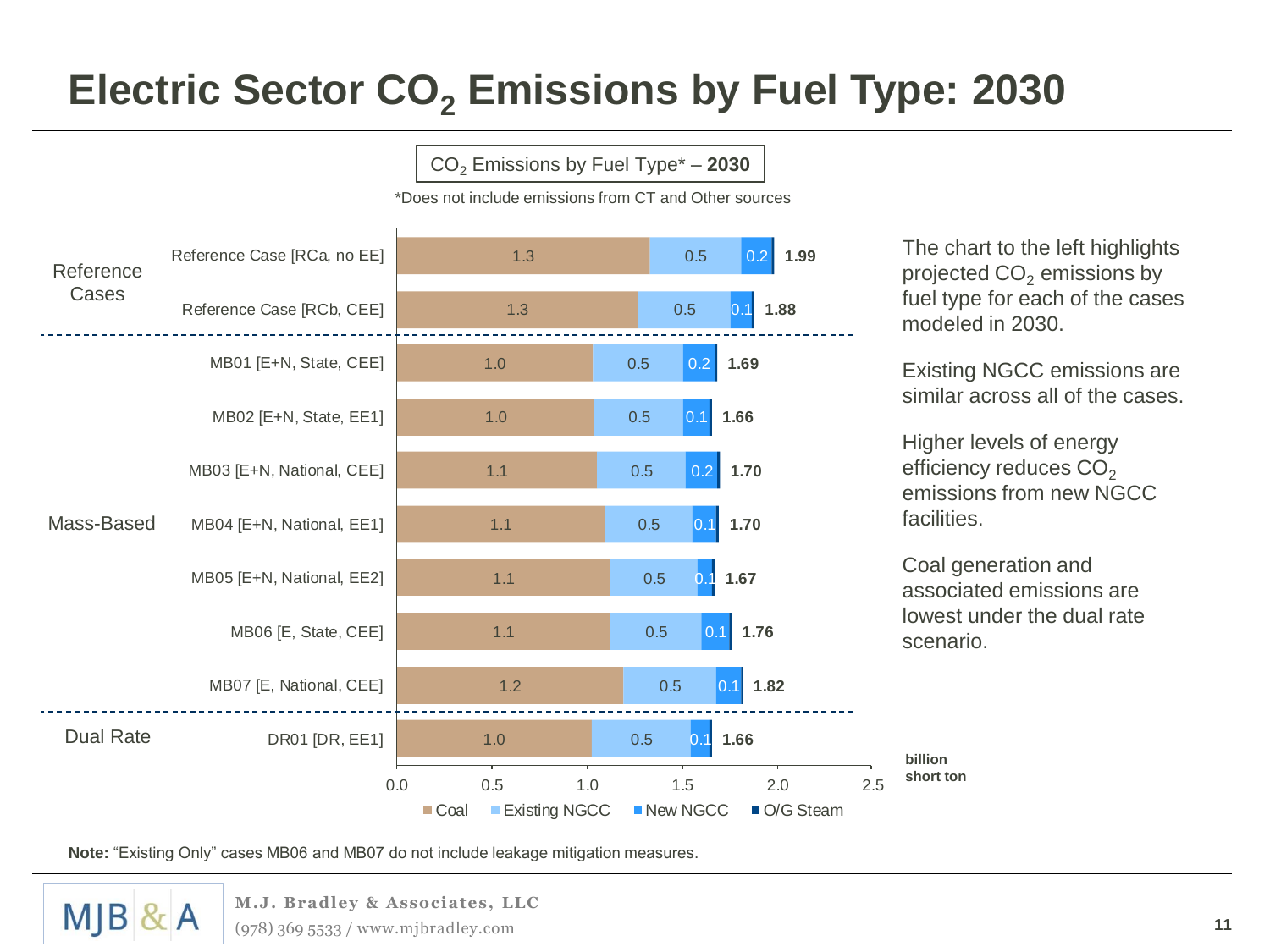# Electric Sector $CO_2$ Emissions by Fuel Type: 2030

**$CO_2$ Emissions by Fuel Type* – 2030**

*Does not include emissions from CT and Other sources

| Group | Case | Coal | Existing NGCC | New NGCC | Total |
|---|---|---|---|---|---|
| Reference Cases | Reference Case [RCa, no EE] | 1.3 | 0.5 | 0.2 | 1.99 |
| | Reference Case [RCb, CEE] | 1.3 | 0.5 | 0.1 | 1.88 |
| Mass-Based | MB01 [E+N, State, CEE] | 1.0 | 0.5 | 0.2 | 1.69 |
| | MB02 [E+N, State, EE1] | 1.0 | 0.5 | 0.1 | 1.66 |
| | MB03 [E+N, National, CEE] | 1.1 | 0.5 | 0.2 | 1.70 |
| | MB04 [E+N, National, EE1] | 1.1 | 0.5 | 0.1 | 1.70 |
| | MB05 [E+N, National, EE2] | 1.1 | 0.5 | 0.1 | 1.67 |
| | MB06 [E, State, CEE] | 1.1 | 0.5 | 0.1 | 1.76 |
| | MB07 [E, National, CEE] | 1.2 | 0.5 | 0.1 | 1.82 |
| Dual Rate | DR01 [DR, EE1] | 1.0 | 0.5 | 0.1 | 1.66 |

Legend: Coal, Existing NGCC, New NGCC, O/G Steam

billion short ton

The chart to the left highlights projected $CO_2$ emissions by fuel type for each of the cases modeled in 2030.

Existing NGCC emissions are similar across all of the cases.

Higher levels of energy efficiency reduces $CO_2$ emissions from new NGCC facilities.

Coal generation and associated emissions are lowest under the dual rate scenario.

**Note:** “Existing Only” cases MB06 and MB07 do not include leakage mitigation measures.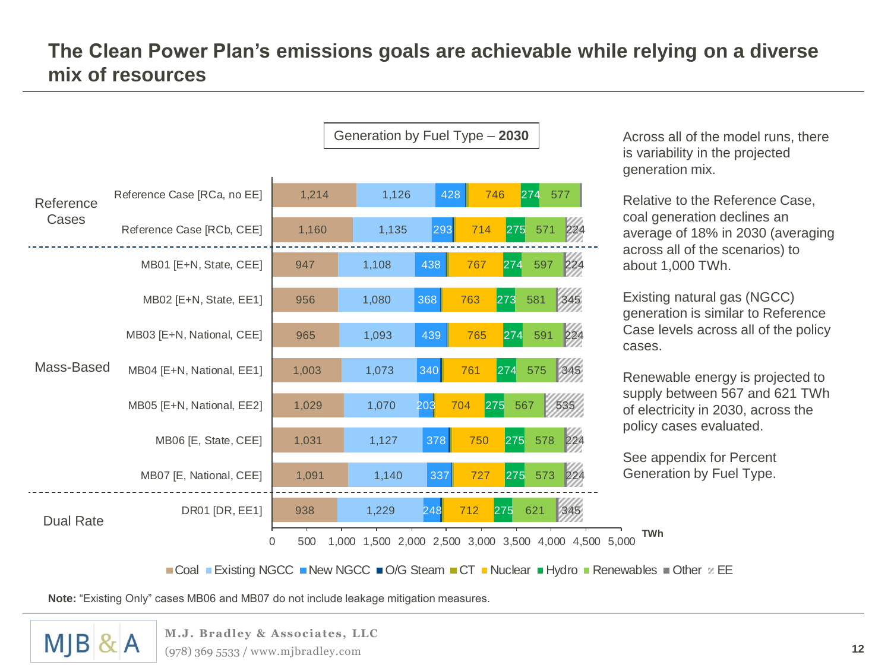# The Clean Power Plan's emissions goals are achievable while relying on a diverse mix of resources

**Generation by Fuel Type – 2030** (TWh)

| Group | Case | Coal | Existing NGCC | New NGCC | Nuclear | Hydro | Renewables | EE |
|---|---|---|---|---|---|---|---|---|
| Reference Cases | Reference Case [RCa, no EE] | 1,214 | 1,126 | 428 | 746 | 274 | 577 | |
| | Reference Case [RCb, CEE] | 1,160 | 1,135 | 293 | 714 | 275 | 571 | 224 |
| Mass-Based | MB01 [E+N, State, CEE] | 947 | 1,108 | 438 | 767 | 274 | 597 | 224 |
| | MB02 [E+N, State, EE1] | 956 | 1,080 | 368 | 763 | 273 | 581 | 345 |
| | MB03 [E+N, National, CEE] | 965 | 1,093 | 439 | 765 | 274 | 591 | 224 |
| | MB04 [E+N, National, EE1] | 1,003 | 1,073 | 340 | 761 | 274 | 575 | 345 |
| | MB05 [E+N, National, EE2] | 1,029 | 1,070 | 203 | 704 | 275 | 567 | 535 |
| | MB06 [E, State, CEE] | 1,031 | 1,127 | 378 | 750 | 275 | 578 | 224 |
| | MB07 [E, National, CEE] | 1,091 | 1,140 | 337 | 727 | 275 | 573 | 224 |
| Dual Rate | DR01 [DR, EE1] | 938 | 1,229 | 248 | 712 | 275 | 621 | 345 |

Legend: Coal, Existing NGCC, New NGCC, O/G Steam, CT, Nuclear, Hydro, Renewables, Other, EE

Across all of the model runs, there is variability in the projected generation mix.

Relative to the Reference Case, coal generation declines an average of 18% in 2030 (averaging across all of the scenarios) to about 1,000 TWh.

Existing natural gas (NGCC) generation is similar to Reference Case levels across all of the policy cases.

Renewable energy is projected to supply between 567 and 621 TWh of electricity in 2030, across the policy cases evaluated.

See appendix for Percent Generation by Fuel Type.

**Note:** "Existing Only" cases MB06 and MB07 do not include leakage mitigation measures.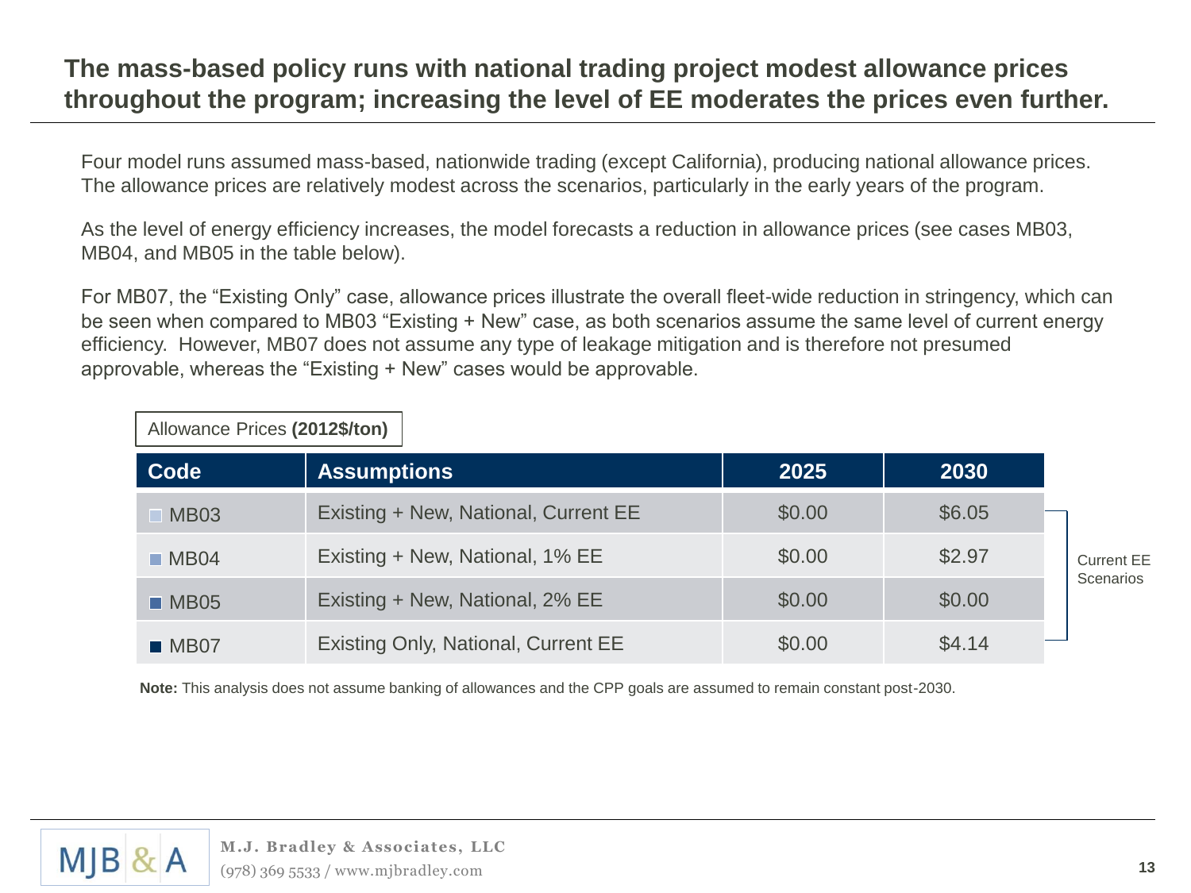# The mass-based policy runs with national trading project modest allowance prices throughout the program; increasing the level of EE moderates the prices even further.

Four model runs assumed mass-based, nationwide trading (except California), producing national allowance prices. The allowance prices are relatively modest across the scenarios, particularly in the early years of the program.

As the level of energy efficiency increases, the model forecasts a reduction in allowance prices (see cases MB03, MB04, and MB05 in the table below).

For MB07, the "Existing Only" case, allowance prices illustrate the overall fleet-wide reduction in stringency, which can be seen when compared to MB03 "Existing + New" case, as both scenarios assume the same level of current energy efficiency. However, MB07 does not assume any type of leakage mitigation and is therefore not presumed approvable, whereas the "Existing + New" cases would be approvable.

Allowance Prices **(2012$/ton)**

| Code | Assumptions | 2025 | 2030 |
|---|---|---|---|
| MB03 | Existing + New, National, Current EE | $0.00 | $6.05 |
| MB04 | Existing + New, National, 1% EE | $0.00 | $2.97 |
| MB05 | Existing + New, National, 2% EE | $0.00 | $0.00 |
| MB07 | Existing Only, National, Current EE | $0.00 | $4.14 |

Current EE Scenarios

**Note:** This analysis does not assume banking of allowances and the CPP goals are assumed to remain constant post-2030.

M.J. Bradley & Associates, LLC
(978) 369 5533 / www.mjbradley.com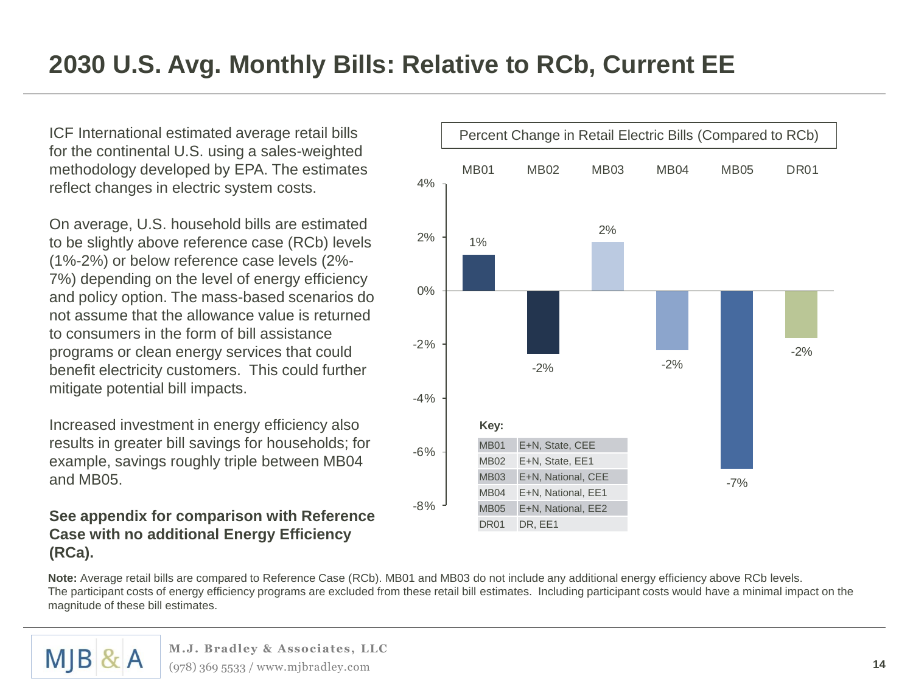# 2030 U.S. Avg. Monthly Bills: Relative to RCb, Current EE

ICF International estimated average retail bills for the continental U.S. using a sales-weighted methodology developed by EPA. The estimates reflect changes in electric system costs.

On average, U.S. household bills are estimated to be slightly above reference case (RCb) levels (1%-2%) or below reference case levels (2%-7%) depending on the level of energy efficiency and policy option. The mass-based scenarios do not assume that the allowance value is returned to consumers in the form of bill assistance programs or clean energy services that could benefit electricity customers. This could further mitigate potential bill impacts.

Increased investment in energy efficiency also results in greater bill savings for households; for example, savings roughly triple between MB04 and MB05.

**See appendix for comparison with Reference Case with no additional Energy Efficiency (RCa).**

Percent Change in Retail Electric Bills (Compared to RCb)

| | MB01 | MB02 | MB03 | MB04 | MB05 | DR01 |
|---|---|---|---|---|---|---|
| Percent change | 1% | -2% | 2% | -2% | -7% | -2% |

**Key:**

| | |
|---|---|
| MB01 | E+N, State, CEE |
| MB02 | E+N, State, EE1 |
| MB03 | E+N, National, CEE |
| MB04 | E+N, National, EE1 |
| MB05 | E+N, National, EE2 |
| DR01 | DR, EE1 |

**Note:** Average retail bills are compared to Reference Case (RCb). MB01 and MB03 do not include any additional energy efficiency above RCb levels. The participant costs of energy efficiency programs are excluded from these retail bill estimates. Including participant costs would have a minimal impact on the magnitude of these bill estimates.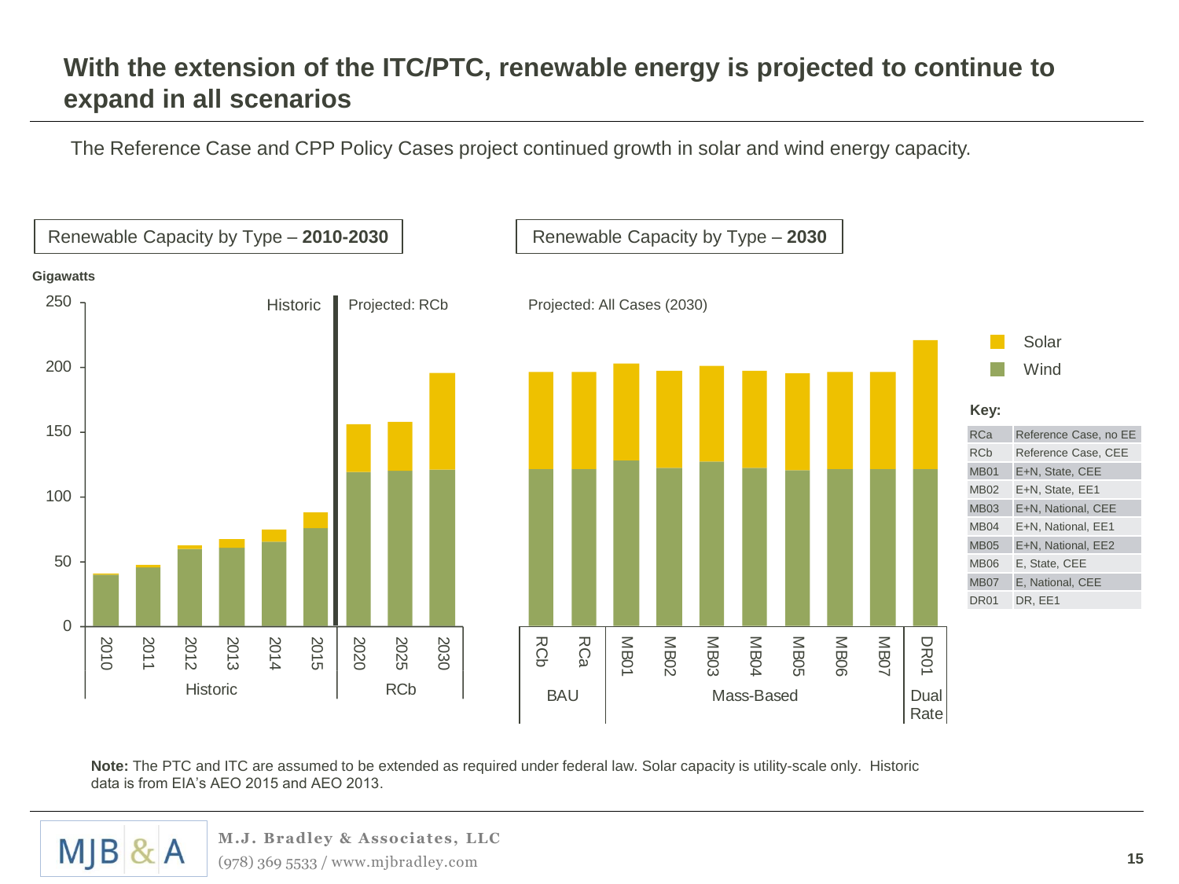# With the extension of the ITC/PTC, renewable energy is projected to continue to expand in all scenarios

The Reference Case and CPP Policy Cases project continued growth in solar and wind energy capacity.

Renewable Capacity by Type – **2010-2030**

Renewable Capacity by Type – **2030**

**Key:**

| | |
|---|---|
| RCa | Reference Case, no EE |
| RCb | Reference Case, CEE |
| MB01 | E+N, State, CEE |
| MB02 | E+N, State, EE1 |
| MB03 | E+N, National, CEE |
| MB04 | E+N, National, EE1 |
| MB05 | E+N, National, EE2 |
| MB06 | E, State, CEE |
| MB07 | E, National, CEE |
| DR01 | DR, EE1 |

**Note:** The PTC and ITC are assumed to be extended as required under federal law. Solar capacity is utility-scale only. Historic data is from EIA's AEO 2015 and AEO 2013.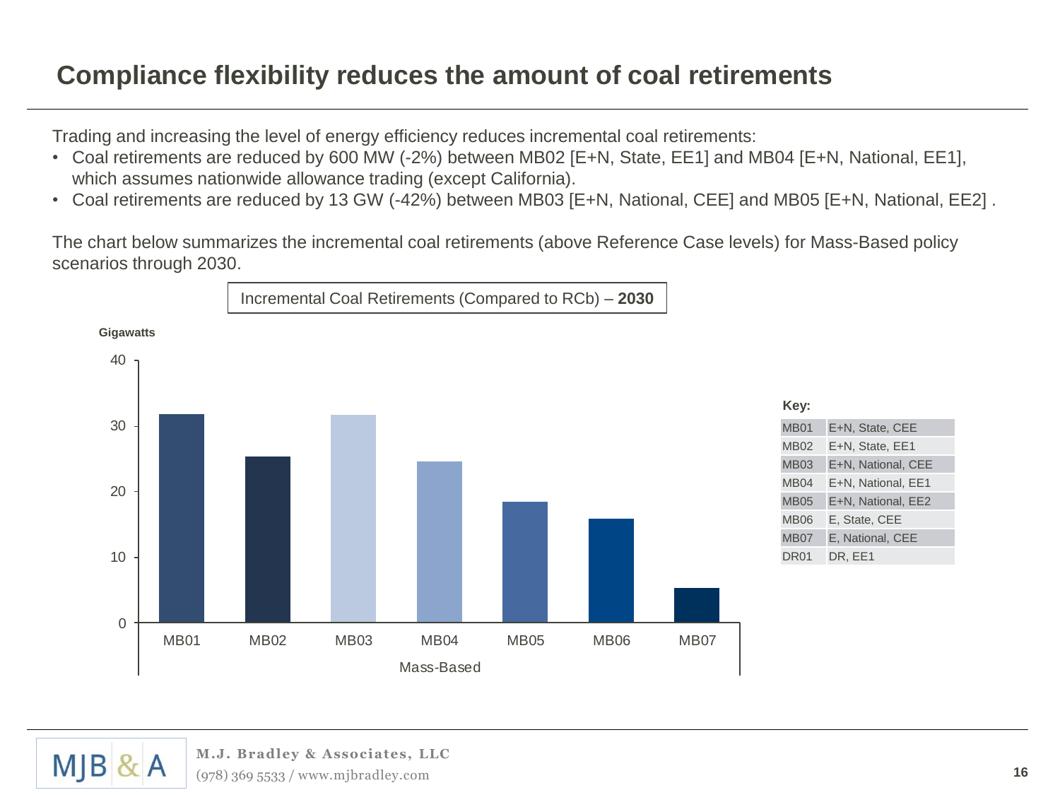# Compliance flexibility reduces the amount of coal retirements

Trading and increasing the level of energy efficiency reduces incremental coal retirements:

- Coal retirements are reduced by 600 MW (-2%) between MB02 [E+N, State, EE1] and MB04 [E+N, National, EE1], which assumes nationwide allowance trading (except California).
- Coal retirements are reduced by 13 GW (-42%) between MB03 [E+N, National, CEE] and MB05 [E+N, National, EE2] .

The chart below summarizes the incremental coal retirements (above Reference Case levels) for Mass-Based policy scenarios through 2030.

Incremental Coal Retirements (Compared to RCb) – **2030**

Gigawatts

| Scenario | Gigawatts (approx.) |
|---|---|
| MB01 | 31.8 |
| MB02 | 25.3 |
| MB03 | 31.7 |
| MB04 | 24.6 |
| MB05 | 18.4 |
| MB06 | 15.8 |
| MB07 | 5.3 |

Mass-Based

**Key:**

| | |
|---|---|
| MB01 | E+N, State, CEE |
| MB02 | E+N, State, EE1 |
| MB03 | E+N, National, CEE |
| MB04 | E+N, National, EE1 |
| MB05 | E+N, National, EE2 |
| MB06 | E, State, CEE |
| MB07 | E, National, CEE |
| DR01 | DR, EE1 |

**M.J. Bradley & Associates, LLC**
(978) 369 5533 / www.mjbradley.com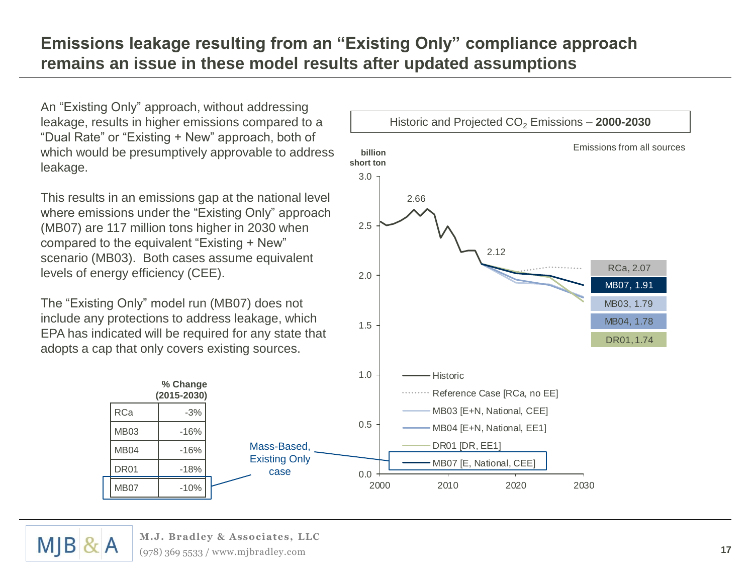# Emissions leakage resulting from an "Existing Only" compliance approach remains an issue in these model results after updated assumptions

An "Existing Only" approach, without addressing leakage, results in higher emissions compared to a "Dual Rate" or "Existing + New" approach, both of which would be presumptively approvable to address leakage.

This results in an emissions gap at the national level where emissions under the "Existing Only" approach (MB07) are 117 million tons higher in 2030 when compared to the equivalent "Existing + New" scenario (MB03). Both cases assume equivalent levels of energy efficiency (CEE).

The "Existing Only" model run (MB07) does not include any protections to address leakage, which EPA has indicated will be required for any state that adopts a cap that only covers existing sources.

| | % Change (2015-2030) |
|---|---|
| RCa | -3% |
| MB03 | -16% |
| MB04 | -16% |
| DR01 | -18% |
| MB07 | -10% |

Mass-Based, Existing Only case

Historic and Projected $CO_2$ Emissions – **2000-2030**

Emissions from all sources

billion short ton

- Historic (peak 2.66; 2.12)
- Reference Case [RCa, no EE]: RCa, 2.07
- MB03 [E+N, National, CEE]: MB03, 1.79
- MB04 [E+N, National, EE1]: MB04, 1.78
- DR01 [DR, EE1]: DR01, 1.74
- MB07 [E, National, CEE]: MB07, 1.91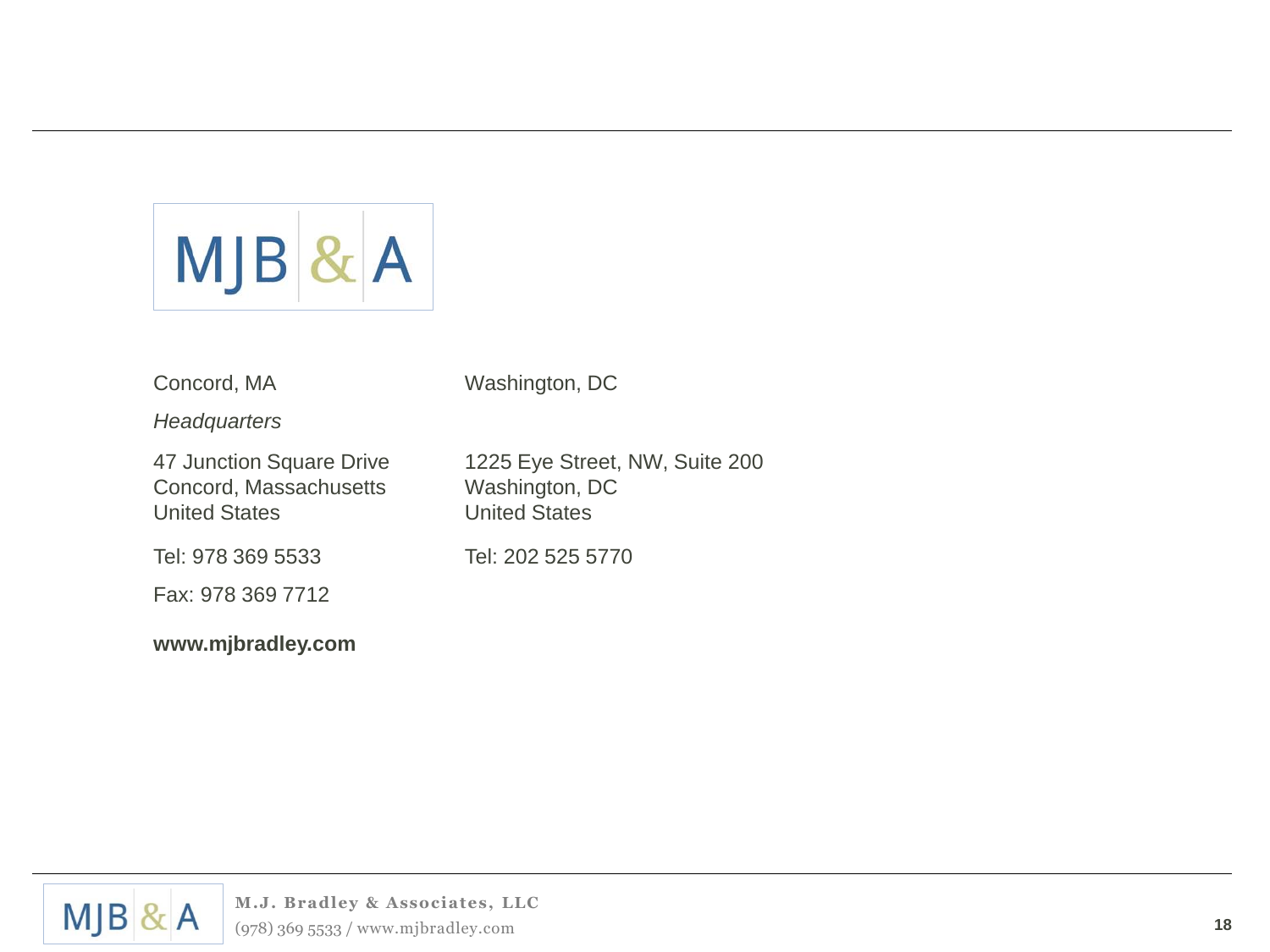MJB & A

Concord, MA

*Headquarters*

47 Junction Square Drive
Concord, Massachusetts
United States

Tel: 978 369 5533

Fax: 978 369 7712

Washington, DC

1225 Eye Street, NW, Suite 200
Washington, DC
United States

Tel: 202 525 5770

**www.mjbradley.com**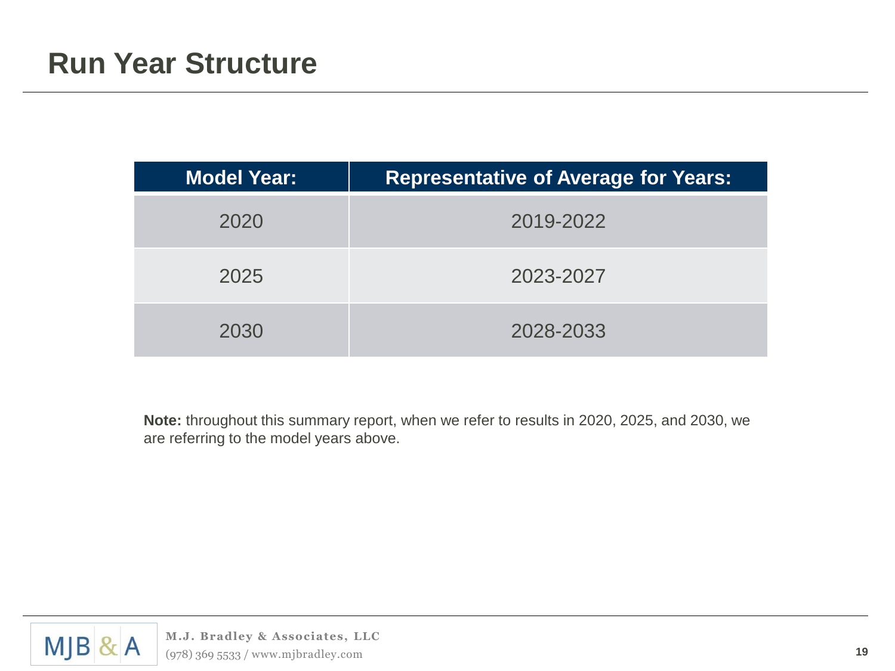# Run Year Structure

| Model Year: | Representative of Average for Years: |
|---|---|
| 2020 | 2019-2022 |
| 2025 | 2023-2027 |
| 2030 | 2028-2033 |

**Note:** throughout this summary report, when we refer to results in 2020, 2025, and 2030, we are referring to the model years above.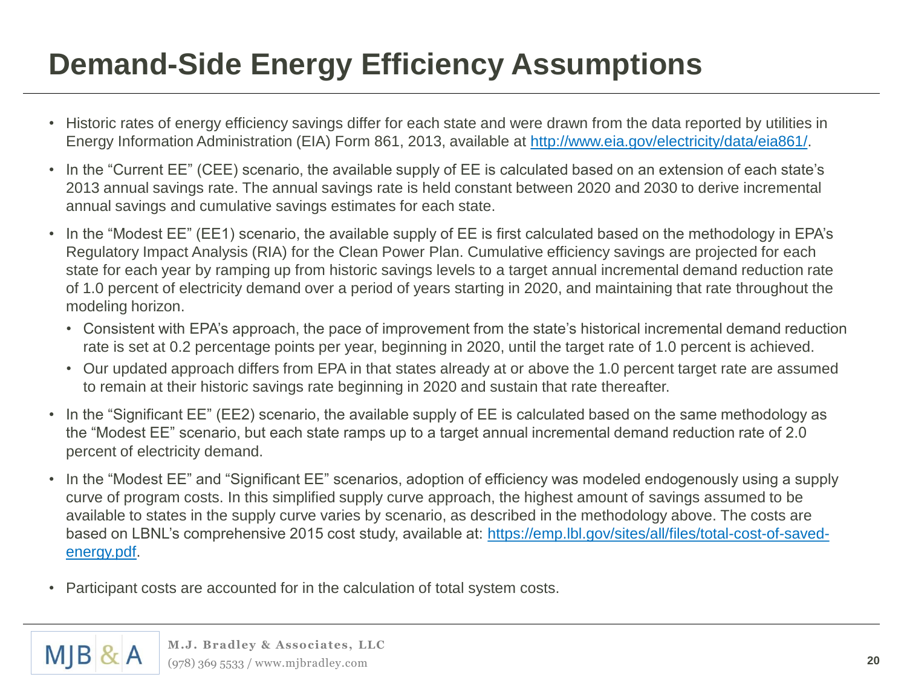# Demand-Side Energy Efficiency Assumptions

- Historic rates of energy efficiency savings differ for each state and were drawn from the data reported by utilities in Energy Information Administration (EIA) Form 861, 2013, available at http://www.eia.gov/electricity/data/eia861/.
- In the "Current EE" (CEE) scenario, the available supply of EE is calculated based on an extension of each state's 2013 annual savings rate. The annual savings rate is held constant between 2020 and 2030 to derive incremental annual savings and cumulative savings estimates for each state.
- In the "Modest EE" (EE1) scenario, the available supply of EE is first calculated based on the methodology in EPA's Regulatory Impact Analysis (RIA) for the Clean Power Plan. Cumulative efficiency savings are projected for each state for each year by ramping up from historic savings levels to a target annual incremental demand reduction rate of 1.0 percent of electricity demand over a period of years starting in 2020, and maintaining that rate throughout the modeling horizon.
  - Consistent with EPA's approach, the pace of improvement from the state's historical incremental demand reduction rate is set at 0.2 percentage points per year, beginning in 2020, until the target rate of 1.0 percent is achieved.
  - Our updated approach differs from EPA in that states already at or above the 1.0 percent target rate are assumed to remain at their historic savings rate beginning in 2020 and sustain that rate thereafter.
- In the "Significant EE" (EE2) scenario, the available supply of EE is calculated based on the same methodology as the "Modest EE" scenario, but each state ramps up to a target annual incremental demand reduction rate of 2.0 percent of electricity demand.
- In the "Modest EE" and "Significant EE" scenarios, adoption of efficiency was modeled endogenously using a supply curve of program costs. In this simplified supply curve approach, the highest amount of savings assumed to be available to states in the supply curve varies by scenario, as described in the methodology above. The costs are based on LBNL's comprehensive 2015 cost study, available at: https://emp.lbl.gov/sites/all/files/total-cost-of-saved-energy.pdf.
- Participant costs are accounted for in the calculation of total system costs.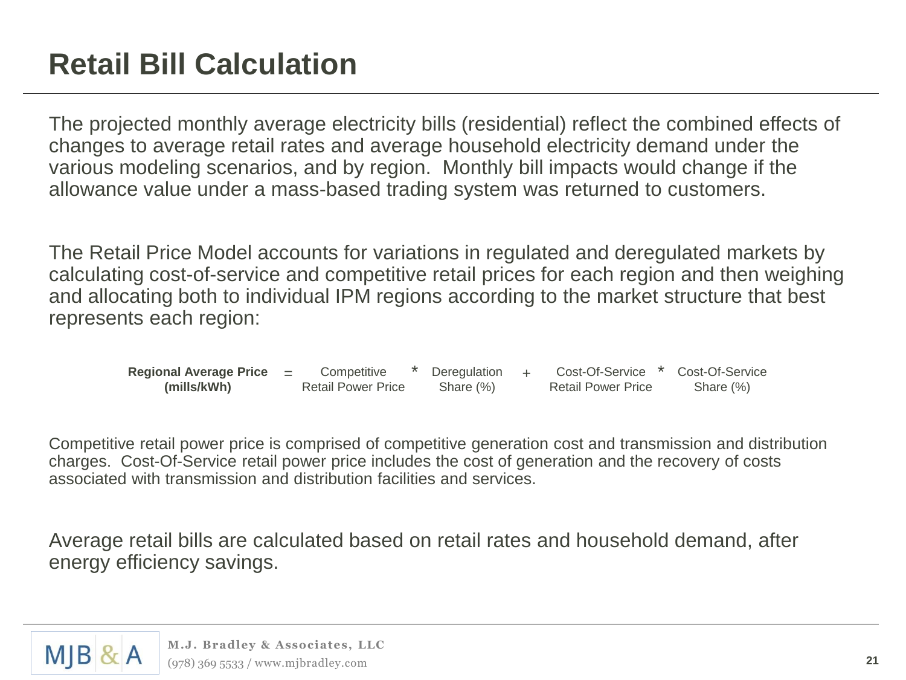# Retail Bill Calculation

The projected monthly average electricity bills (residential) reflect the combined effects of changes to average retail rates and average household electricity demand under the various modeling scenarios, and by region. Monthly bill impacts would change if the allowance value under a mass-based trading system was returned to customers.

The Retail Price Model accounts for variations in regulated and deregulated markets by calculating cost-of-service and competitive retail prices for each region and then weighing and allocating both to individual IPM regions according to the market structure that best represents each region:

$$\text{Regional Average Price (mills/kWh)} = \text{Competitive Retail Power Price} * \text{Deregulation Share (\%)} + \text{Cost-Of-Service Retail Power Price} * \text{Cost-Of-Service Share (\%)}$$

Competitive retail power price is comprised of competitive generation cost and transmission and distribution charges. Cost-Of-Service retail power price includes the cost of generation and the recovery of costs associated with transmission and distribution facilities and services.

Average retail bills are calculated based on retail rates and household demand, after energy efficiency savings.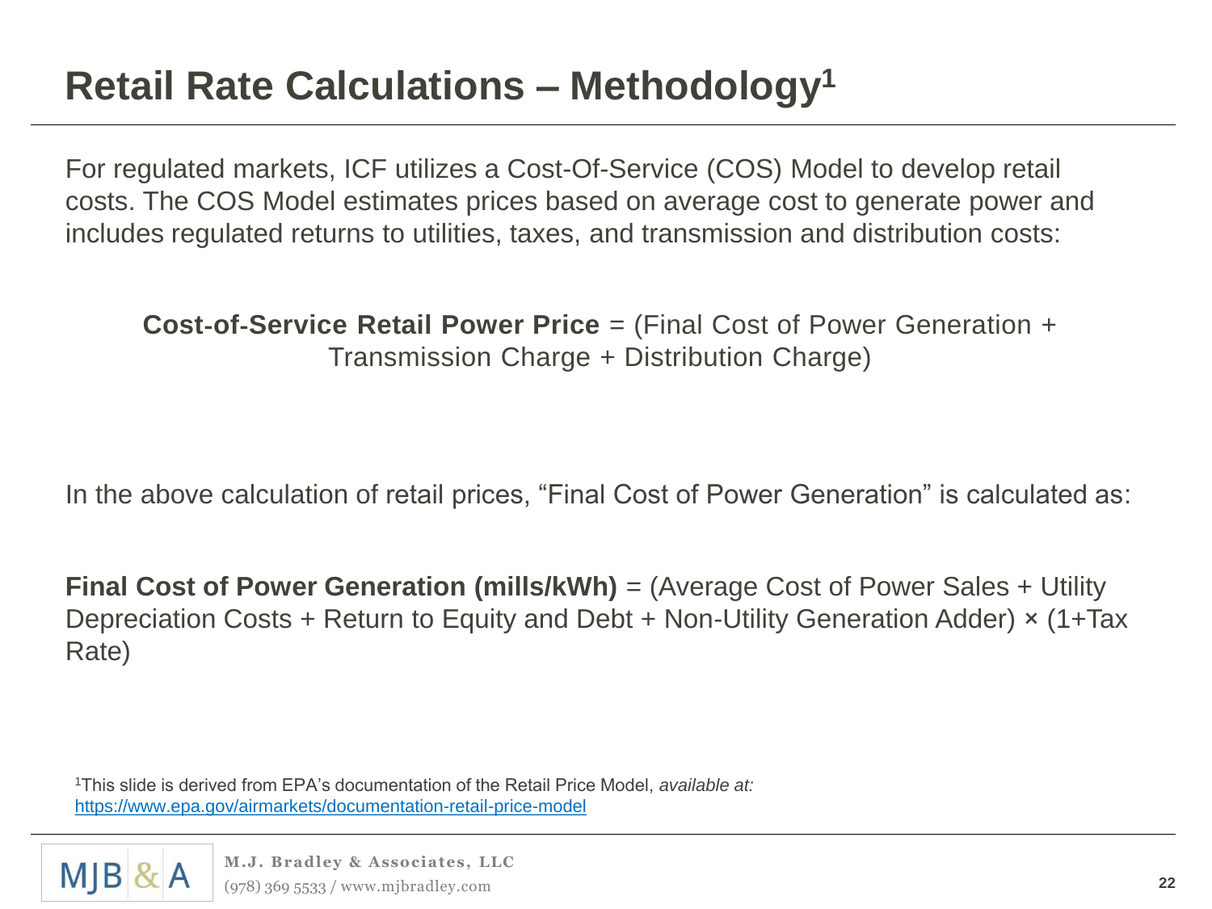# Retail Rate Calculations – Methodology[1]

For regulated markets, ICF utilizes a Cost-Of-Service (COS) Model to develop retail costs. The COS Model estimates prices based on average cost to generate power and includes regulated returns to utilities, taxes, and transmission and distribution costs:

**Cost-of-Service Retail Power Price** = (Final Cost of Power Generation + Transmission Charge + Distribution Charge)

In the above calculation of retail prices, "Final Cost of Power Generation" is calculated as:

**Final Cost of Power Generation (mills/kWh)** = (Average Cost of Power Sales + Utility Depreciation Costs + Return to Equity and Debt + Non-Utility Generation Adder) × (1+Tax Rate)

[1]This slide is derived from EPA's documentation of the Retail Price Model, *available at:* https://www.epa.gov/airmarkets/documentation-retail-price-model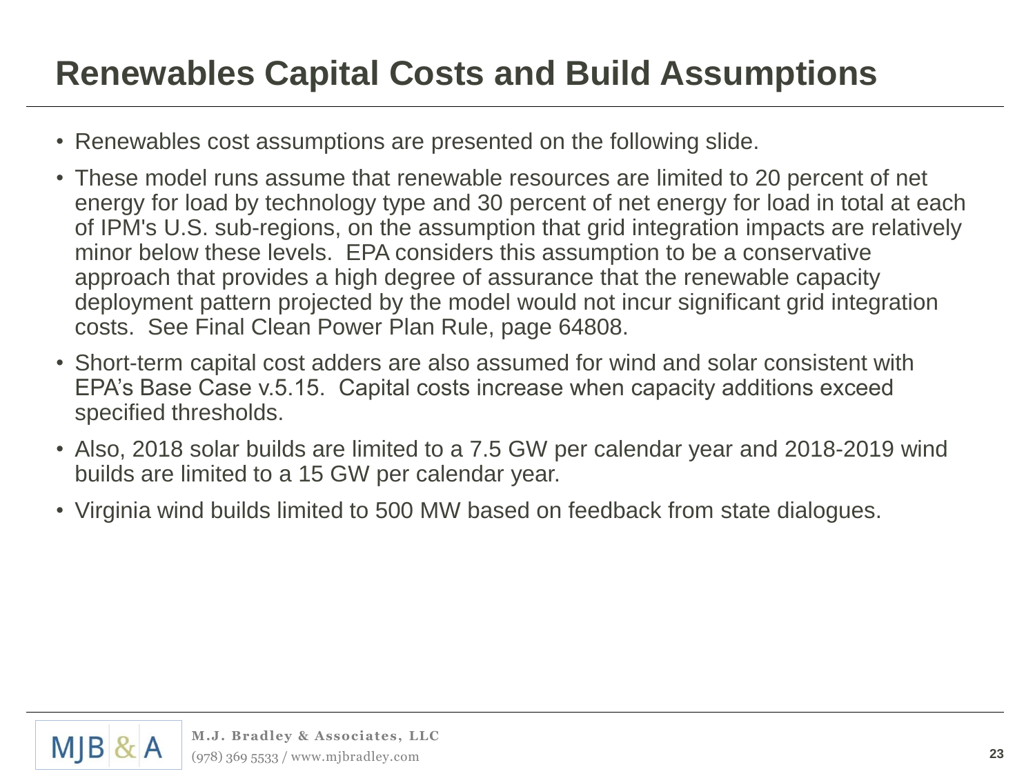# Renewables Capital Costs and Build Assumptions

- Renewables cost assumptions are presented on the following slide.
- These model runs assume that renewable resources are limited to 20 percent of net energy for load by technology type and 30 percent of net energy for load in total at each of IPM's U.S. sub-regions, on the assumption that grid integration impacts are relatively minor below these levels. EPA considers this assumption to be a conservative approach that provides a high degree of assurance that the renewable capacity deployment pattern projected by the model would not incur significant grid integration costs. See Final Clean Power Plan Rule, page 64808.
- Short-term capital cost adders are also assumed for wind and solar consistent with EPA's Base Case v.5.15. Capital costs increase when capacity additions exceed specified thresholds.
- Also, 2018 solar builds are limited to a 7.5 GW per calendar year and 2018-2019 wind builds are limited to a 15 GW per calendar year.
- Virginia wind builds limited to 500 MW based on feedback from state dialogues.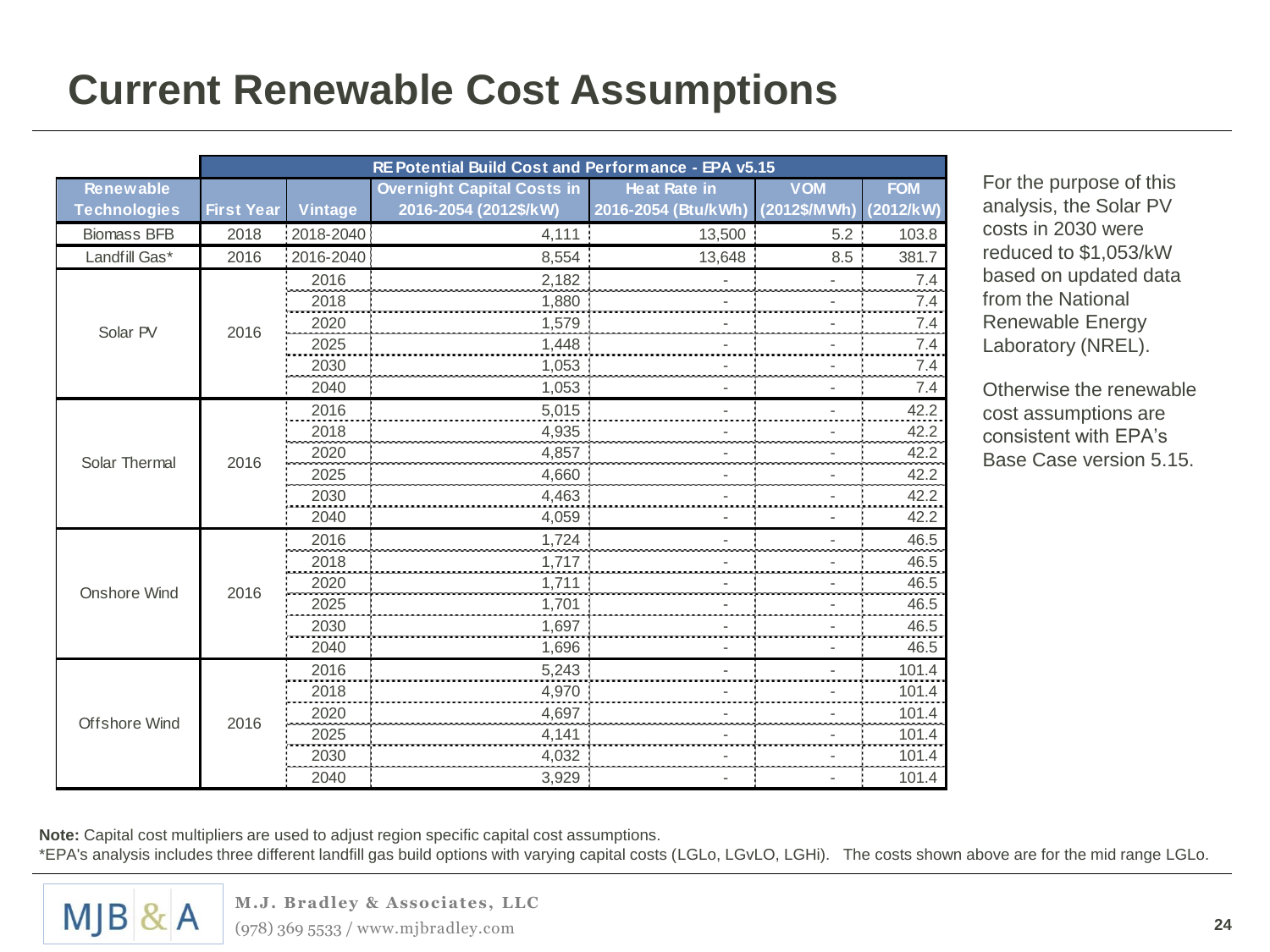# Current Renewable Cost Assumptions

| | | | RE Potential Build Cost and Performance - EPA v5.15 | | | |
|---|---|---|---|---|---|---|
| Renewable Technologies | First Year | Vintage | Overnight Capital Costs in 2016-2054 (2012$/kW) | Heat Rate in 2016-2054 (Btu/kWh) | VOM (2012$/MWh) | FOM (2012/kW) |
| Biomass BFB | 2018 | 2018-2040 | 4,111 | 13,500 | 5.2 | 103.8 |
| Landfill Gas* | 2016 | 2016-2040 | 8,554 | 13,648 | 8.5 | 381.7 |
| Solar PV | 2016 | 2016 | 2,182 | - | - | 7.4 |
| | | 2018 | 1,880 | - | - | 7.4 |
| | | 2020 | 1,579 | - | - | 7.4 |
| | | 2025 | 1,448 | - | - | 7.4 |
| | | 2030 | 1,053 | - | - | 7.4 |
| | | 2040 | 1,053 | - | - | 7.4 |
| Solar Thermal | 2016 | 2016 | 5,015 | - | - | 42.2 |
| | | 2018 | 4,935 | - | - | 42.2 |
| | | 2020 | 4,857 | - | - | 42.2 |
| | | 2025 | 4,660 | - | - | 42.2 |
| | | 2030 | 4,463 | - | - | 42.2 |
| | | 2040 | 4,059 | - | - | 42.2 |
| Onshore Wind | 2016 | 2016 | 1,724 | - | - | 46.5 |
| | | 2018 | 1,717 | - | - | 46.5 |
| | | 2020 | 1,711 | - | - | 46.5 |
| | | 2025 | 1,701 | - | - | 46.5 |
| | | 2030 | 1,697 | - | - | 46.5 |
| | | 2040 | 1,696 | - | - | 46.5 |
| Offshore Wind | 2016 | 2016 | 5,243 | - | - | 101.4 |
| | | 2018 | 4,970 | - | - | 101.4 |
| | | 2020 | 4,697 | - | - | 101.4 |
| | | 2025 | 4,141 | - | - | 101.4 |
| | | 2030 | 4,032 | - | - | 101.4 |
| | | 2040 | 3,929 | - | - | 101.4 |

For the purpose of this analysis, the Solar PV costs in 2030 were reduced to $1,053/kW based on updated data from the National Renewable Energy Laboratory (NREL).

Otherwise the renewable cost assumptions are consistent with EPA's Base Case version 5.15.

**Note:** Capital cost multipliers are used to adjust region specific capital cost assumptions.
*EPA's analysis includes three different landfill gas build options with varying capital costs (LGLo, LGvLO, LGHi). The costs shown above are for the mid range LGLo.

M.J. Bradley & Associates, LLC
(978) 369 5533 / www.mjbradley.com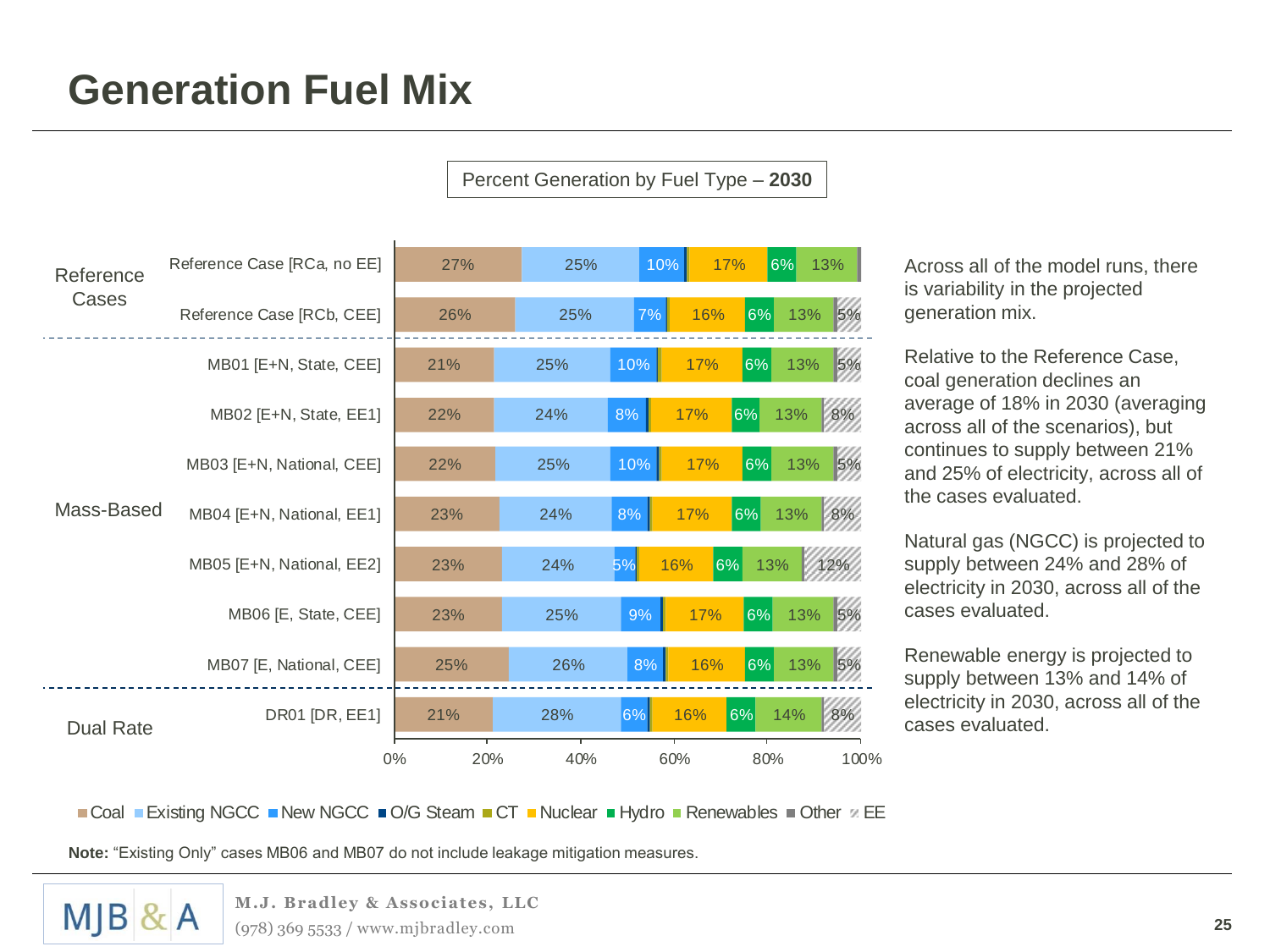# Generation Fuel Mix

**Percent Generation by Fuel Type – 2030**

| Group | Case | Coal | Existing NGCC | New NGCC | Nuclear | Hydro | Renewables | EE |
|---|---|---|---|---|---|---|---|---|
| Reference Cases | Reference Case [RCa, no EE] | 27% | 25% | 10% | 17% | 6% | 13% | |
| | Reference Case [RCb, CEE] | 26% | 25% | 7% | 16% | 6% | 13% | 5% |
| Mass-Based | MB01 [E+N, State, CEE] | 21% | 25% | 10% | 17% | 6% | 13% | 5% |
| | MB02 [E+N, State, EE1] | 22% | 24% | 8% | 17% | 6% | 13% | 8% |
| | MB03 [E+N, National, CEE] | 22% | 25% | 10% | 17% | 6% | 13% | 5% |
| | MB04 [E+N, National, EE1] | 23% | 24% | 8% | 17% | 6% | 13% | 8% |
| | MB05 [E+N, National, EE2] | 23% | 24% | 5% | 16% | 6% | 13% | 12% |
| | MB06 [E, State, CEE] | 23% | 25% | 9% | 17% | 6% | 13% | 5% |
| | MB07 [E, National, CEE] | 25% | 26% | 8% | 16% | 6% | 13% | 5% |
| Dual Rate | DR01 [DR, EE1] | 21% | 28% | 6% | 16% | 6% | 14% | 8% |

Legend: Coal, Existing NGCC, New NGCC, O/G Steam, CT, Nuclear, Hydro, Renewables, Other, EE

Across all of the model runs, there is variability in the projected generation mix.

Relative to the Reference Case, coal generation declines an average of 18% in 2030 (averaging across all of the scenarios), but continues to supply between 21% and 25% of electricity, across all of the cases evaluated.

Natural gas (NGCC) is projected to supply between 24% and 28% of electricity in 2030, across all of the cases evaluated.

Renewable energy is projected to supply between 13% and 14% of electricity in 2030, across all of the cases evaluated.

**Note:** "Existing Only" cases MB06 and MB07 do not include leakage mitigation measures.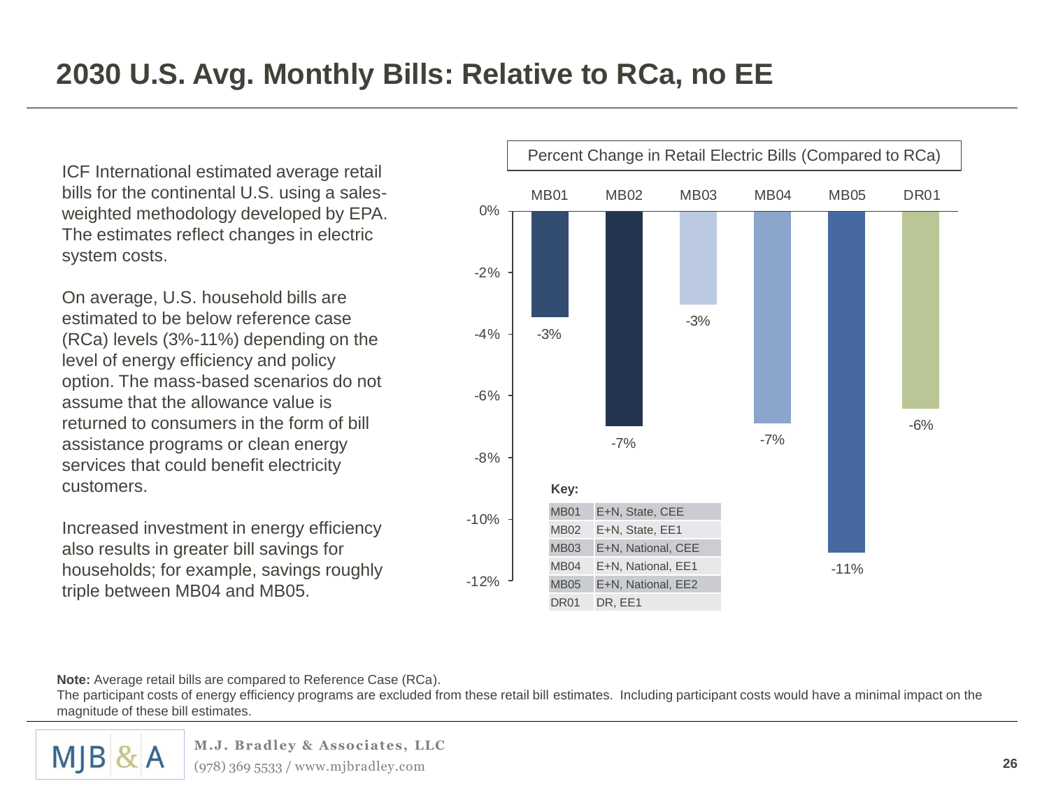# 2030 U.S. Avg. Monthly Bills: Relative to RCa, no EE

ICF International estimated average retail bills for the continental U.S. using a sales-weighted methodology developed by EPA. The estimates reflect changes in electric system costs.

On average, U.S. household bills are estimated to be below reference case (RCa) levels (3%-11%) depending on the level of energy efficiency and policy option. The mass-based scenarios do not assume that the allowance value is returned to consumers in the form of bill assistance programs or clean energy services that could benefit electricity customers.

Increased investment in energy efficiency also results in greater bill savings for households; for example, savings roughly triple between MB04 and MB05.

**Percent Change in Retail Electric Bills (Compared to RCa)**

| Scenario | Percent Change |
|---|---|
| MB01 | -3% |
| MB02 | -7% |
| MB03 | -3% |
| MB04 | -7% |
| MB05 | -11% |
| DR01 | -6% |

**Key:**

| | |
|---|---|
| MB01 | E+N, State, CEE |
| MB02 | E+N, State, EE1 |
| MB03 | E+N, National, CEE |
| MB04 | E+N, National, EE1 |
| MB05 | E+N, National, EE2 |
| DR01 | DR, EE1 |

**Note:** Average retail bills are compared to Reference Case (RCa).
The participant costs of energy efficiency programs are excluded from these retail bill estimates. Including participant costs would have a minimal impact on the magnitude of these bill estimates.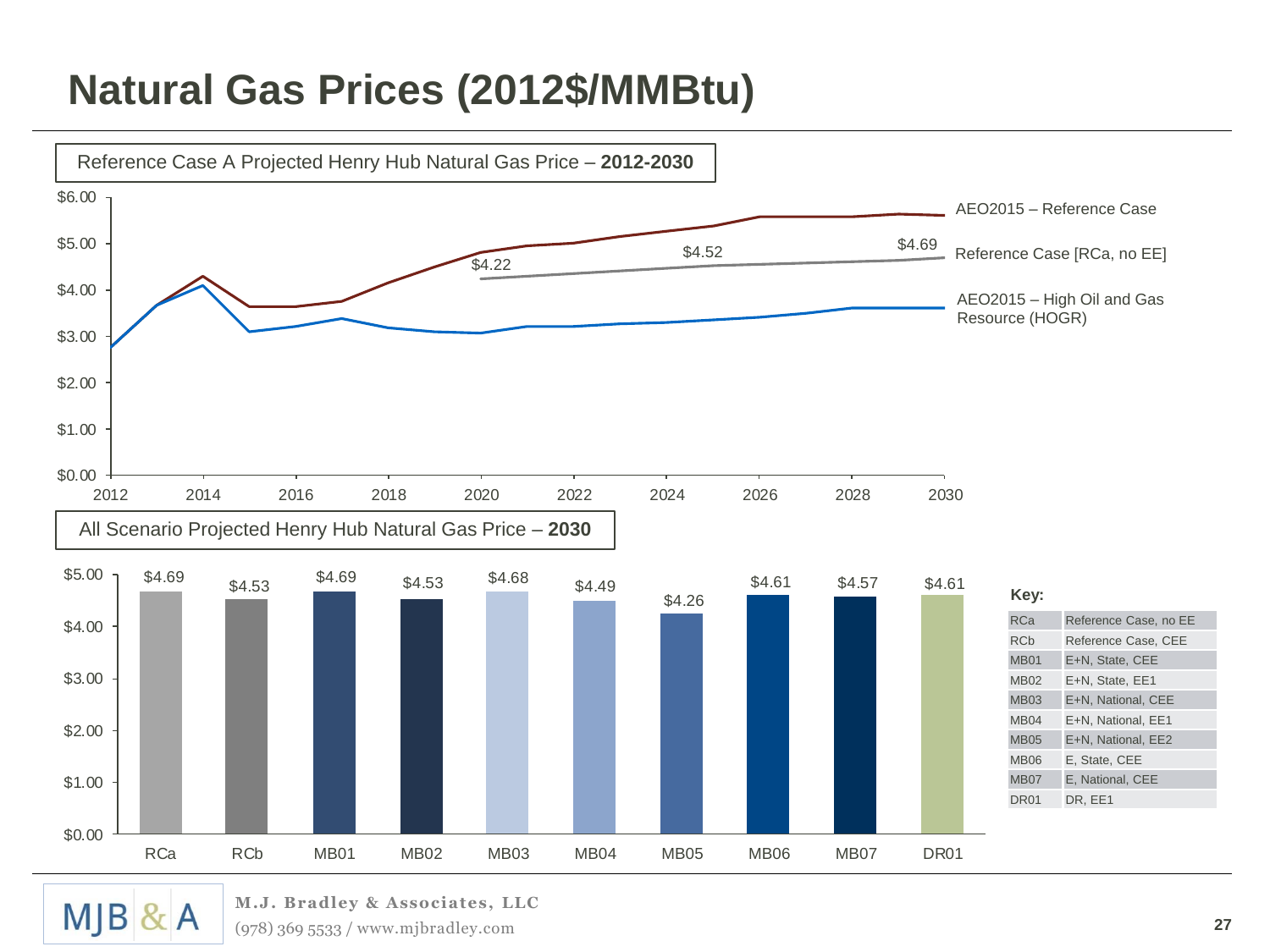# Natural Gas Prices (2012$/MMBtu)

Reference Case A Projected Henry Hub Natural Gas Price – **2012-2030**

| Series | Labeled values |
|---|---|
| AEO2015 – Reference Case | |
| Reference Case [RCa, no EE] | 2020: $4.22; 2025: $4.52; 2029: $4.69 |
| AEO2015 – High Oil and Gas Resource (HOGR) | |

All Scenario Projected Henry Hub Natural Gas Price – **2030**

| Scenario | Price |
|---|---|
| RCa | $4.69 |
| RCb | $4.53 |
| MB01 | $4.69 |
| MB02 | $4.53 |
| MB03 | $4.68 |
| MB04 | $4.49 |
| MB05 | $4.26 |
| MB06 | $4.61 |
| MB07 | $4.57 |
| DR01 | $4.61 |

**Key:**

| Code | Scenario |
|---|---|
| RCa | Reference Case, no EE |
| RCb | Reference Case, CEE |
| MB01 | E+N, State, CEE |
| MB02 | E+N, State, EE1 |
| MB03 | E+N, National, CEE |
| MB04 | E+N, National, EE1 |
| MB05 | E+N, National, EE2 |
| MB06 | E, State, CEE |
| MB07 | E, National, CEE |
| DR01 | DR, EE1 |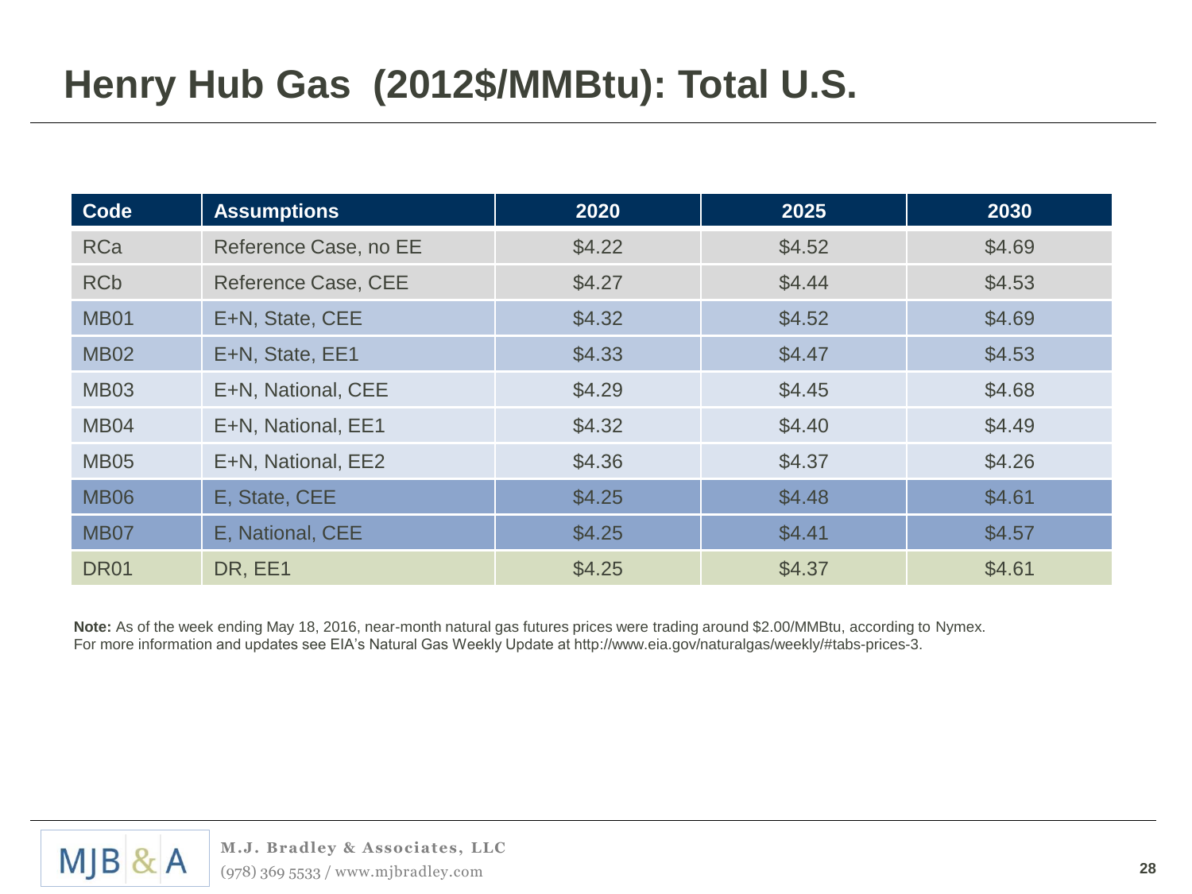# Henry Hub Gas (2012$/MMBtu): Total U.S.

| Code | Assumptions | 2020 | 2025 | 2030 |
|---|---|---|---|---|
| RCa | Reference Case, no EE | $4.22 | $4.52 | $4.69 |
| RCb | Reference Case, CEE | $4.27 | $4.44 | $4.53 |
| MB01 | E+N, State, CEE | $4.32 | $4.52 | $4.69 |
| MB02 | E+N, State, EE1 | $4.33 | $4.47 | $4.53 |
| MB03 | E+N, National, CEE | $4.29 | $4.45 | $4.68 |
| MB04 | E+N, National, EE1 | $4.32 | $4.40 | $4.49 |
| MB05 | E+N, National, EE2 | $4.36 | $4.37 | $4.26 |
| MB06 | E, State, CEE | $4.25 | $4.48 | $4.61 |
| MB07 | E, National, CEE | $4.25 | $4.41 | $4.57 |
| DR01 | DR, EE1 | $4.25 | $4.37 | $4.61 |

**Note:** As of the week ending May 18, 2016, near-month natural gas futures prices were trading around $2.00/MMBtu, according to Nymex. For more information and updates see EIA's Natural Gas Weekly Update at http://www.eia.gov/naturalgas/weekly/#tabs-prices-3.

MJB & A

M.J. Bradley & Associates, LLC
(978) 369 5533 / www.mjbradley.com